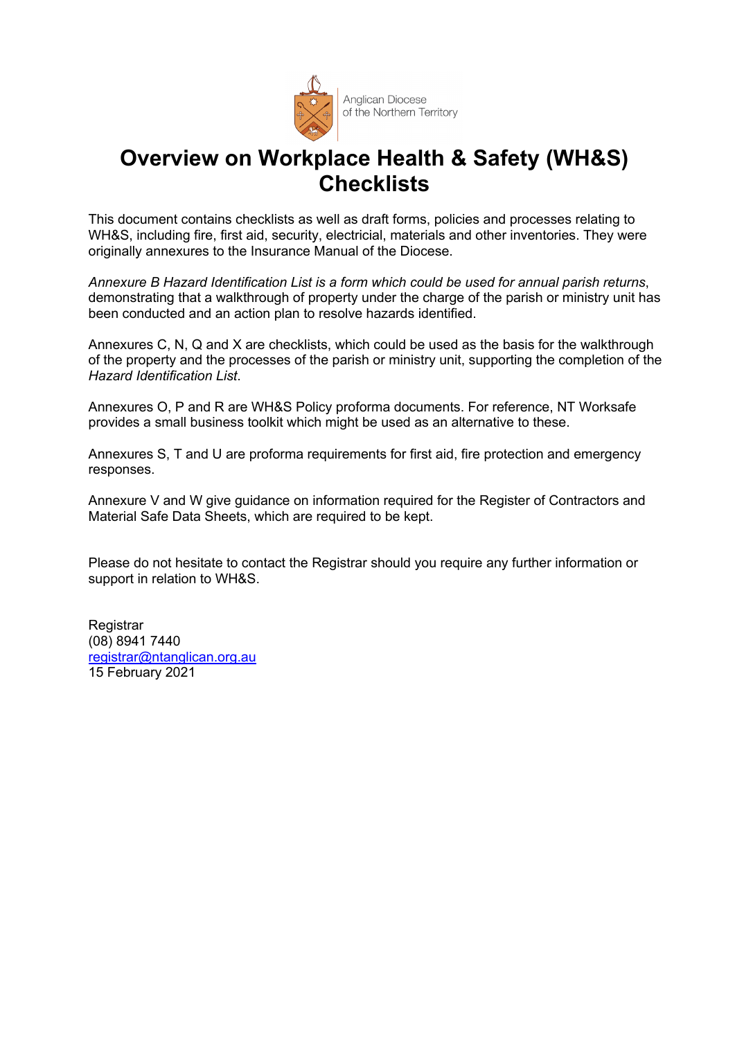Anglican Diocese of the Northern Territory

# Overview on Workplace Health & Safety (WH&S) Checklists

This document contains checklists as well as draft forms, policies and processes relating to WH&S, including fire, first aid, security, electricial, materials and other inventories. They were originally annexures to the Insurance Manual of the Diocese.

*Annexure B Hazard Identification List is a form which could be used for annual parish returns*, demonstrating that a walkthrough of property under the charge of the parish or ministry unit has been conducted and an action plan to resolve hazards identified.

Annexures C, N, Q and X are checklists, which could be used as the basis for the walkthrough of the property and the processes of the parish or ministry unit, supporting the completion of the *Hazard Identification List*.

Annexures O, P and R are WH&S Policy proforma documents. For reference, NT Worksafe provides a small business toolkit which might be used as an alternative to these.

Annexures S, T and U are proforma requirements for first aid, fire protection and emergency responses.

Annexure V and W give guidance on information required for the Register of Contractors and Material Safe Data Sheets, which are required to be kept.

Please do not hesitate to contact the Registrar should you require any further information or support in relation to WH&S.

Registrar
(08) 8941 7440
registrar@ntanglican.org.au
15 February 2021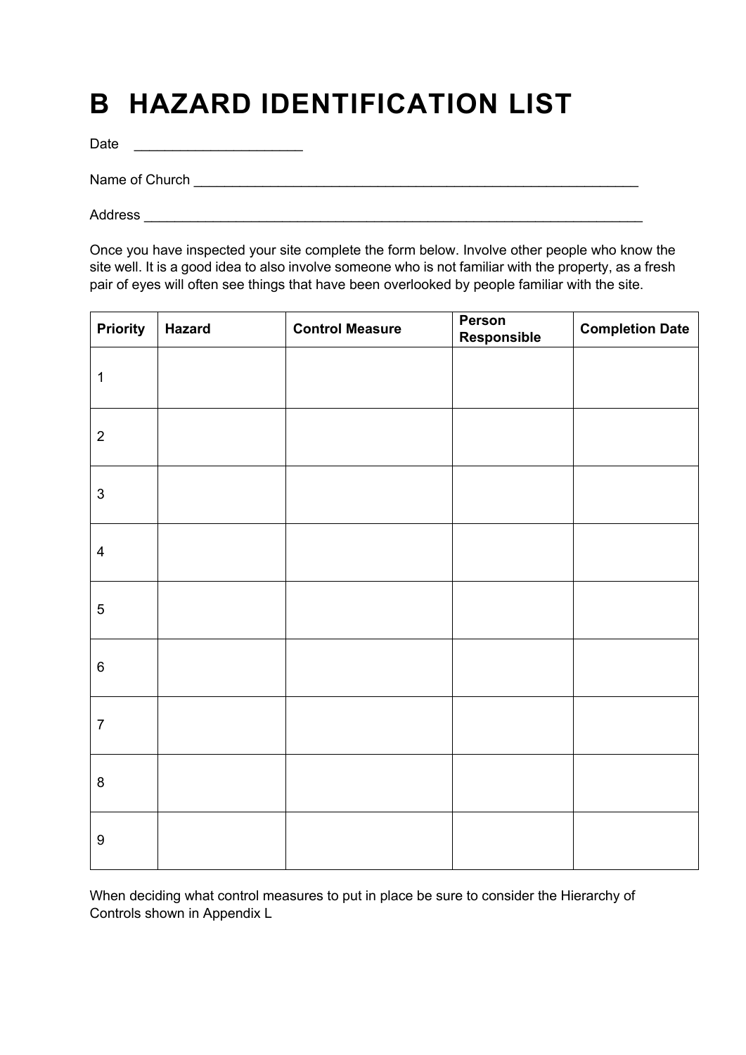# B HAZARD IDENTIFICATION LIST

Date ______________________

Name of Church ___________________________________________________________

Address ________________________________________________________________

Once you have inspected your site complete the form below. Involve other people who know the site well. It is a good idea to also involve someone who is not familiar with the property, as a fresh pair of eyes will often see things that have been overlooked by people familiar with the site.

| Priority | Hazard | Control Measure | Person Responsible | Completion Date |
|---|---|---|---|---|
| 1 | | | | |
| 2 | | | | |
| 3 | | | | |
| 4 | | | | |
| 5 | | | | |
| 6 | | | | |
| 7 | | | | |
| 8 | | | | |
| 9 | | | | |

When deciding what control measures to put in place be sure to consider the Hierarchy of Controls shown in Appendix L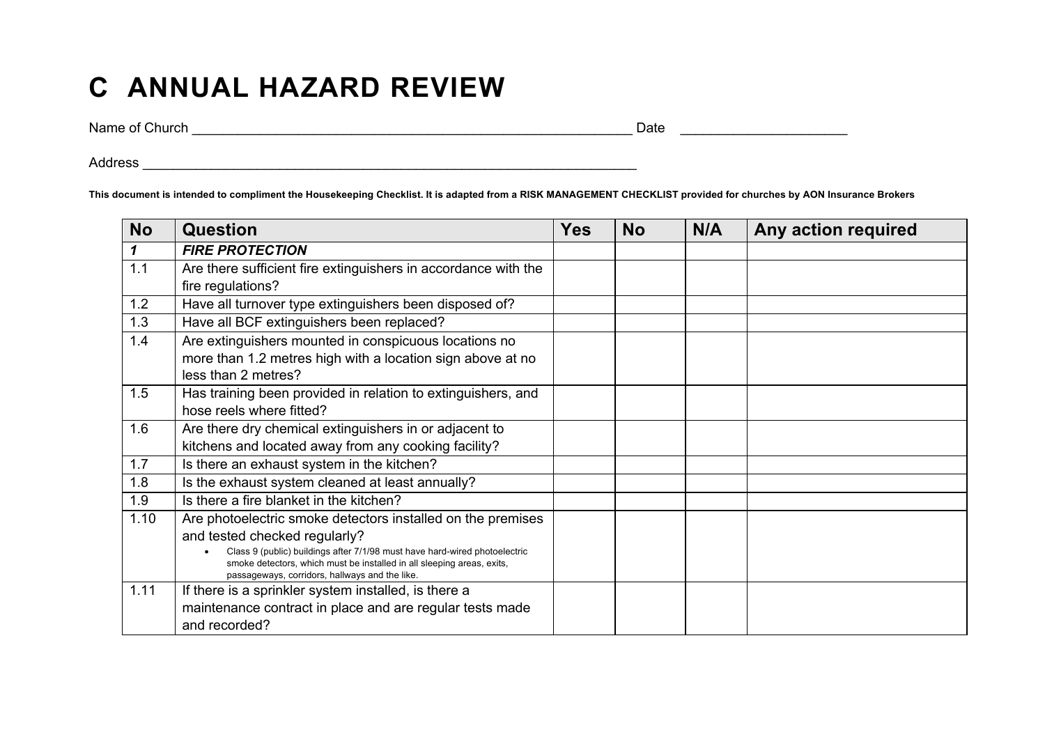# C ANNUAL HAZARD REVIEW

Name of Church ____________________________________________________________ Date _____________________

Address ____________________________________________________________________

**This document is intended to compliment the Housekeeping Checklist. It is adapted from a RISK MANAGEMENT CHECKLIST provided for churches by AON Insurance Brokers**

| No | Question | Yes | No | N/A | Any action required |
|---|---|---|---|---|---|
| ***1*** | ***FIRE PROTECTION*** | | | | |
| 1.1 | Are there sufficient fire extinguishers in accordance with the fire regulations? | | | | |
| 1.2 | Have all turnover type extinguishers been disposed of? | | | | |
| 1.3 | Have all BCF extinguishers been replaced? | | | | |
| 1.4 | Are extinguishers mounted in conspicuous locations no more than 1.2 metres high with a location sign above at no less than 2 metres? | | | | |
| 1.5 | Has training been provided in relation to extinguishers, and hose reels where fitted? | | | | |
| 1.6 | Are there dry chemical extinguishers in or adjacent to kitchens and located away from any cooking facility? | | | | |
| 1.7 | Is there an exhaust system in the kitchen? | | | | |
| 1.8 | Is the exhaust system cleaned at least annually? | | | | |
| 1.9 | Is there a fire blanket in the kitchen? | | | | |
| 1.10 | Are photoelectric smoke detectors installed on the premises and tested checked regularly?<br>• Class 9 (public) buildings after 7/1/98 must have hard-wired photoelectric smoke detectors, which must be installed in all sleeping areas, exits, passageways, corridors, hallways and the like. | | | | |
| 1.11 | If there is a sprinkler system installed, is there a maintenance contract in place and are regular tests made and recorded? | | | | |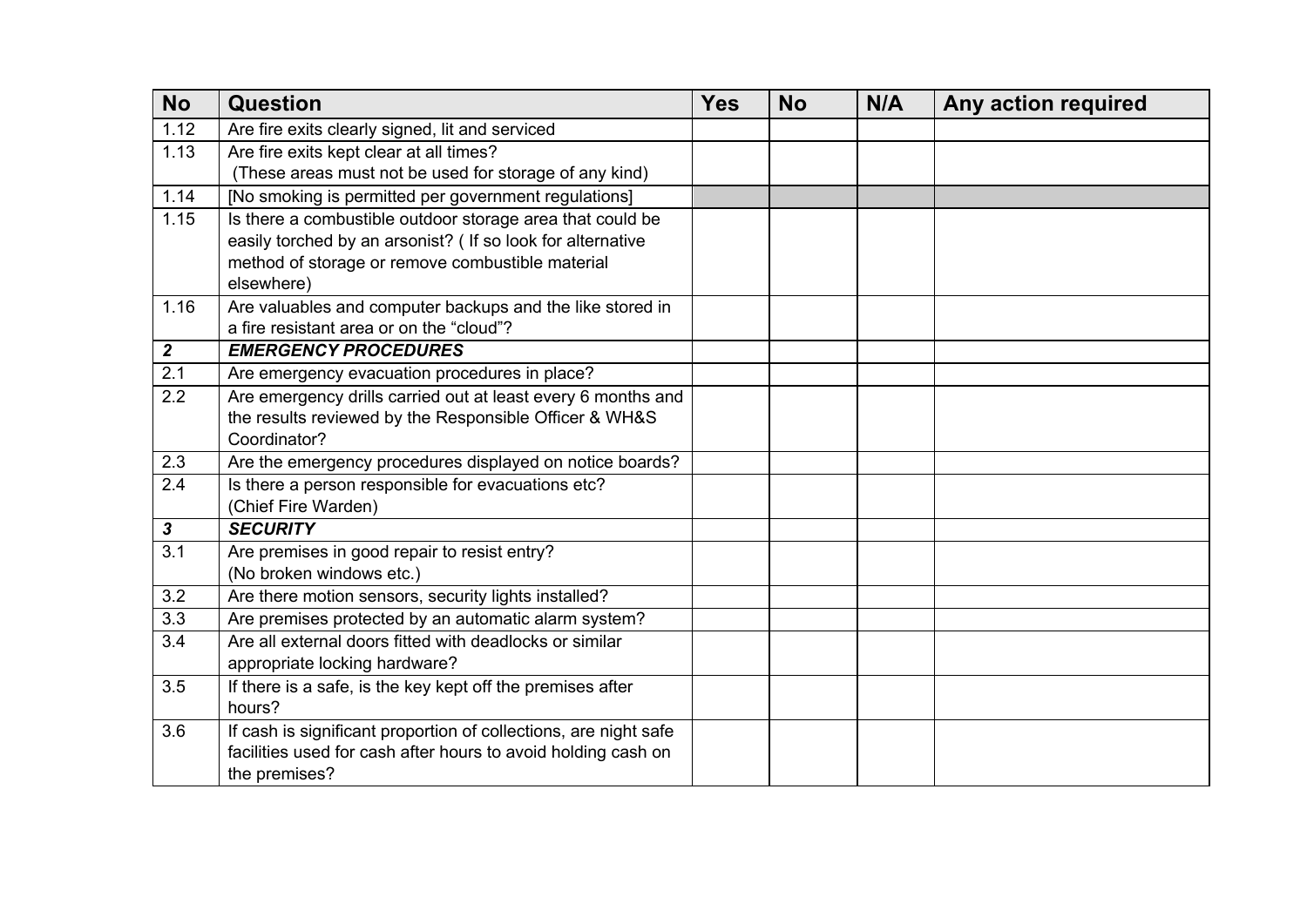| No | Question | Yes | No | N/A | Any action required |
| --- | --- | --- | --- | --- | --- |
| 1.12 | Are fire exits clearly signed, lit and serviced | | | | |
| 1.13 | Are fire exits kept clear at all times? (These areas must not be used for storage of any kind) | | | | |
| 1.14 | [No smoking is permitted per government regulations] | | | | |
| 1.15 | Is there a combustible outdoor storage area that could be easily torched by an arsonist? ( If so look for alternative method of storage or remove combustible material elsewhere) | | | | |
| 1.16 | Are valuables and computer backups and the like stored in a fire resistant area or on the “cloud”? | | | | |
| ***2*** | ***EMERGENCY PROCEDURES*** | | | | |
| 2.1 | Are emergency evacuation procedures in place? | | | | |
| 2.2 | Are emergency drills carried out at least every 6 months and the results reviewed by the Responsible Officer & WH&S Coordinator? | | | | |
| 2.3 | Are the emergency procedures displayed on notice boards? | | | | |
| 2.4 | Is there a person responsible for evacuations etc? (Chief Fire Warden) | | | | |
| ***3*** | ***SECURITY*** | | | | |
| 3.1 | Are premises in good repair to resist entry? (No broken windows etc.) | | | | |
| 3.2 | Are there motion sensors, security lights installed? | | | | |
| 3.3 | Are premises protected by an automatic alarm system? | | | | |
| 3.4 | Are all external doors fitted with deadlocks or similar appropriate locking hardware? | | | | |
| 3.5 | If there is a safe, is the key kept off the premises after hours? | | | | |
| 3.6 | If cash is significant proportion of collections, are night safe facilities used for cash after hours to avoid holding cash on the premises? | | | | |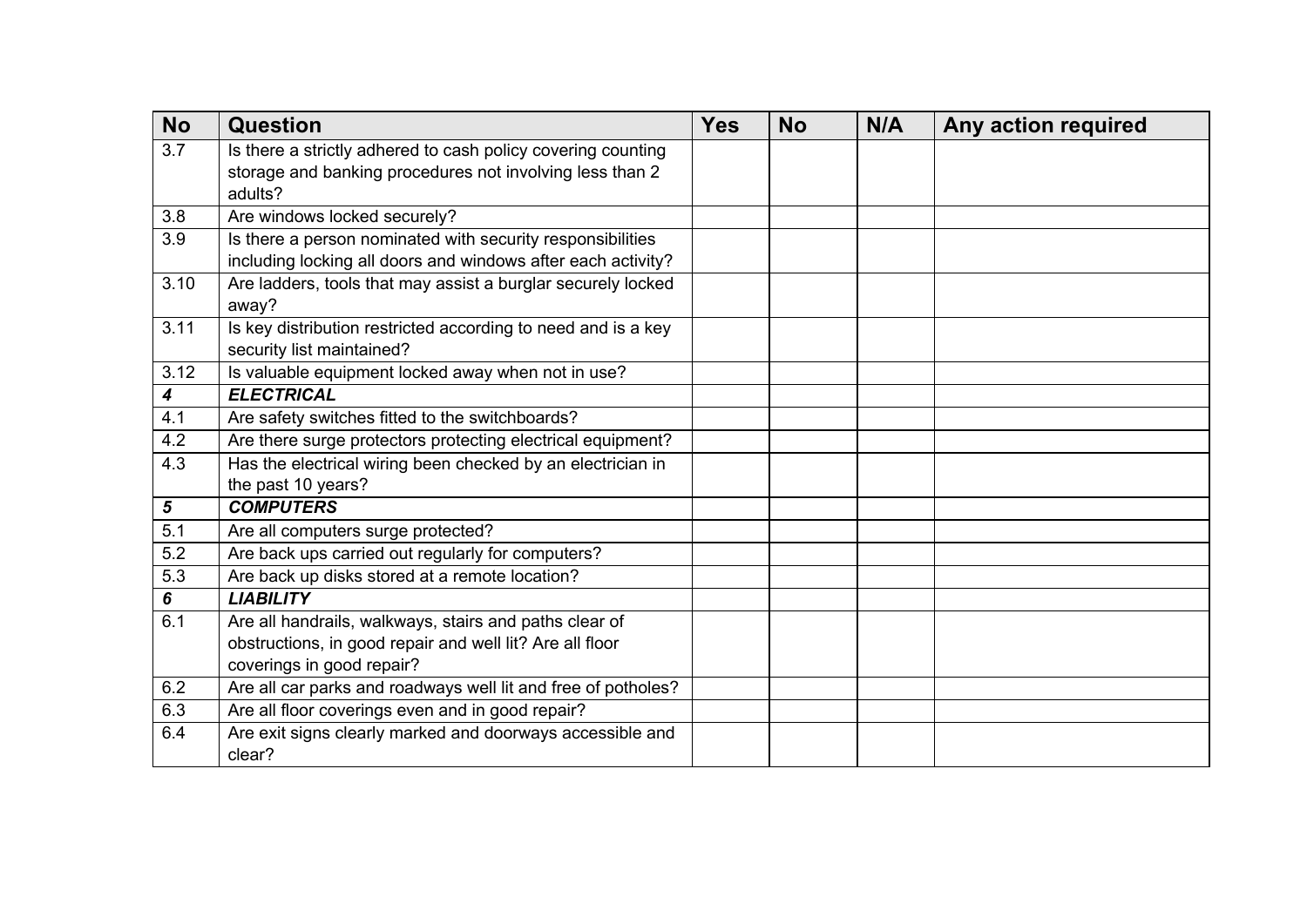| No | Question | Yes | No | N/A | Any action required |
|---|---|---|---|---|---|
| 3.7 | Is there a strictly adhered to cash policy covering counting storage and banking procedures not involving less than 2 adults? | | | | |
| 3.8 | Are windows locked securely? | | | | |
| 3.9 | Is there a person nominated with security responsibilities including locking all doors and windows after each activity? | | | | |
| 3.10 | Are ladders, tools that may assist a burglar securely locked away? | | | | |
| 3.11 | Is key distribution restricted according to need and is a key security list maintained? | | | | |
| 3.12 | Is valuable equipment locked away when not in use? | | | | |
| ***4*** | ***ELECTRICAL*** | | | | |
| 4.1 | Are safety switches fitted to the switchboards? | | | | |
| 4.2 | Are there surge protectors protecting electrical equipment? | | | | |
| 4.3 | Has the electrical wiring been checked by an electrician in the past 10 years? | | | | |
| ***5*** | ***COMPUTERS*** | | | | |
| 5.1 | Are all computers surge protected? | | | | |
| 5.2 | Are back ups carried out regularly for computers? | | | | |
| 5.3 | Are back up disks stored at a remote location? | | | | |
| ***6*** | ***LIABILITY*** | | | | |
| 6.1 | Are all handrails, walkways, stairs and paths clear of obstructions, in good repair and well lit? Are all floor coverings in good repair? | | | | |
| 6.2 | Are all car parks and roadways well lit and free of potholes? | | | | |
| 6.3 | Are all floor coverings even and in good repair? | | | | |
| 6.4 | Are exit signs clearly marked and doorways accessible and clear? | | | | |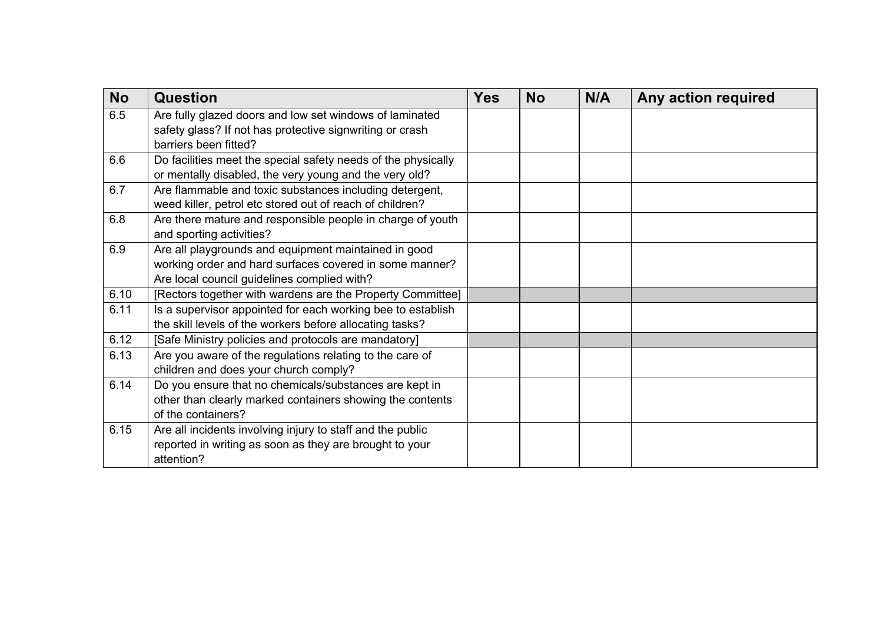| No | Question | Yes | No | N/A | Any action required |
|---|---|---|---|---|---|
| 6.5 | Are fully glazed doors and low set windows of laminated safety glass? If not has protective signwriting or crash barriers been fitted? | | | | |
| 6.6 | Do facilities meet the special safety needs of the physically or mentally disabled, the very young and the very old? | | | | |
| 6.7 | Are flammable and toxic substances including detergent, weed killer, petrol etc stored out of reach of children? | | | | |
| 6.8 | Are there mature and responsible people in charge of youth and sporting activities? | | | | |
| 6.9 | Are all playgrounds and equipment maintained in good working order and hard surfaces covered in some manner? Are local council guidelines complied with? | | | | |
| 6.10 | [Rectors together with wardens are the Property Committee] | | | | |
| 6.11 | Is a supervisor appointed for each working bee to establish the skill levels of the workers before allocating tasks? | | | | |
| 6.12 | [Safe Ministry policies and protocols are mandatory] | | | | |
| 6.13 | Are you aware of the regulations relating to the care of children and does your church comply? | | | | |
| 6.14 | Do you ensure that no chemicals/substances are kept in other than clearly marked containers showing the contents of the containers? | | | | |
| 6.15 | Are all incidents involving injury to staff and the public reported in writing as soon as they are brought to your attention? | | | | |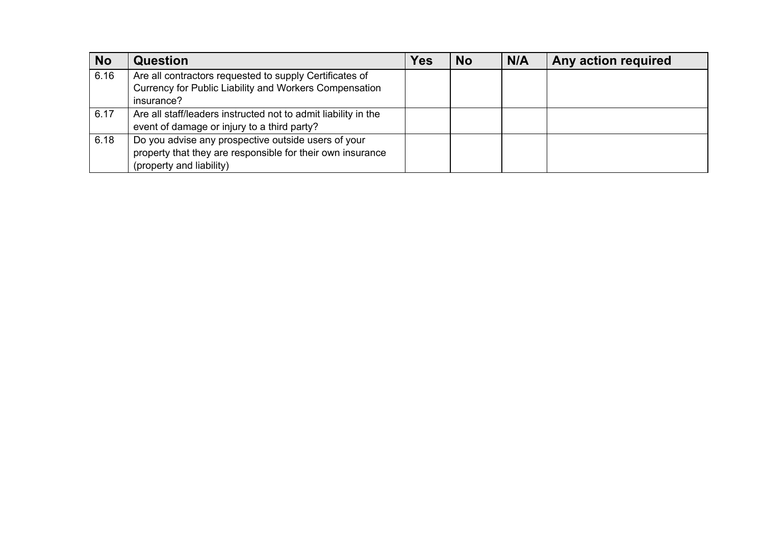| No | Question | Yes | No | N/A | Any action required |
|---|---|---|---|---|---|
| 6.16 | Are all contractors requested to supply Certificates of Currency for Public Liability and Workers Compensation insurance? | | | | |
| 6.17 | Are all staff/leaders instructed not to admit liability in the event of damage or injury to a third party? | | | | |
| 6.18 | Do you advise any prospective outside users of your property that they are responsible for their own insurance (property and liability) | | | | |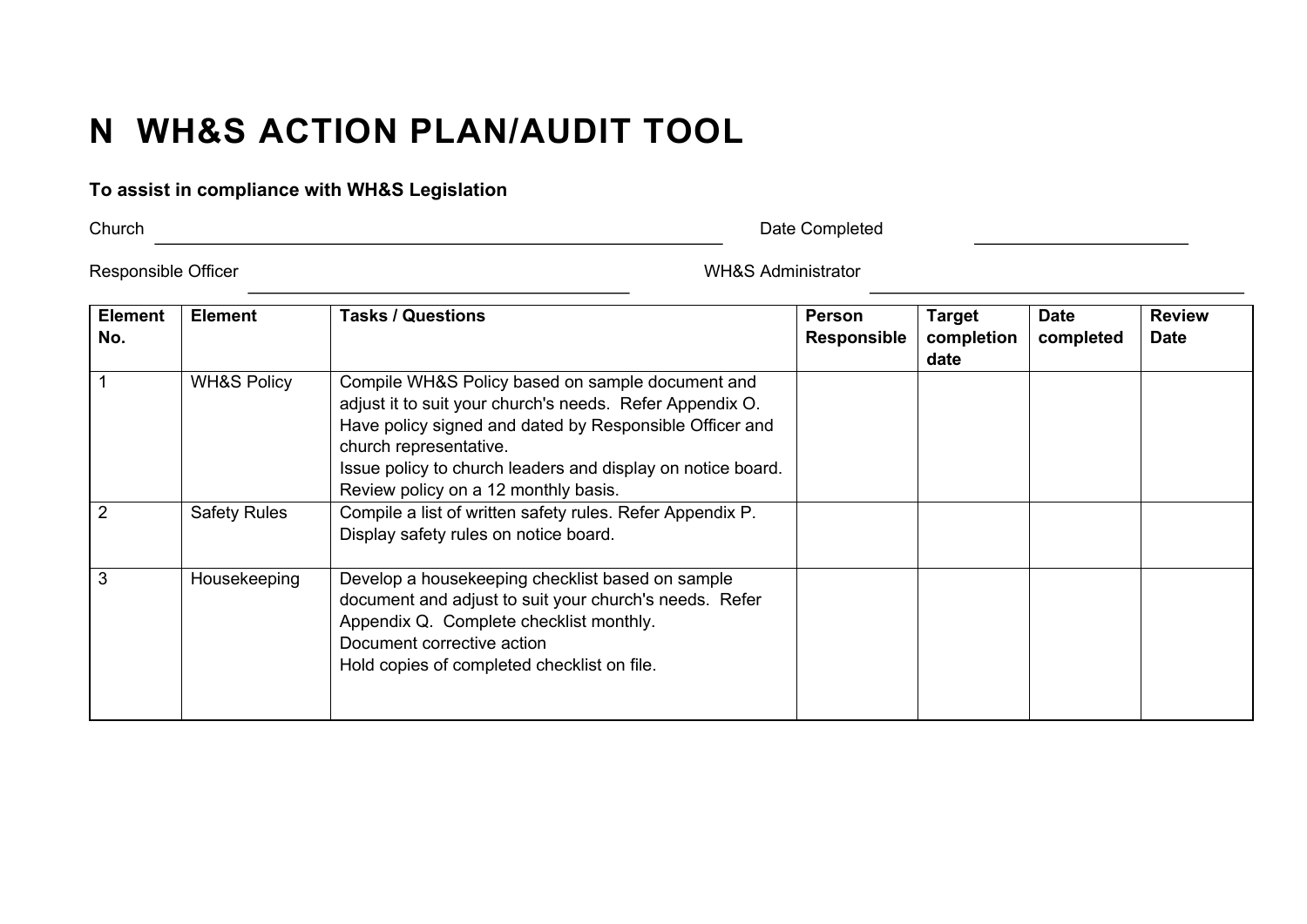# N WH&S ACTION PLAN/AUDIT TOOL

**To assist in compliance with WH&S Legislation**

Church \_\_\_\_\_\_\_\_\_\_\_\_\_\_\_\_\_\_\_\_\_\_\_\_\_\_\_\_\_\_\_\_\_\_\_\_\_\_\_\_\_\_\_\_ Date Completed \_\_\_\_\_\_\_\_\_\_\_\_\_\_\_\_\_\_\_\_

Responsible Officer \_\_\_\_\_\_\_\_\_\_\_\_\_\_\_\_\_\_\_\_\_\_\_\_\_\_\_\_\_\_\_\_ WH&S Administrator \_\_\_\_\_\_\_\_\_\_\_\_\_\_\_\_\_\_\_\_\_\_\_\_\_\_\_\_\_\_\_\_

| Element No. | Element | Tasks / Questions | Person Responsible | Target completion date | Date completed | Review Date |
|---|---|---|---|---|---|---|
| 1 | WH&S Policy | Compile WH&S Policy based on sample document and adjust it to suit your church's needs. Refer Appendix O.<br>Have policy signed and dated by Responsible Officer and church representative.<br>Issue policy to church leaders and display on notice board.<br>Review policy on a 12 monthly basis. | | | | |
| 2 | Safety Rules | Compile a list of written safety rules. Refer Appendix P.<br>Display safety rules on notice board. | | | | |
| 3 | Housekeeping | Develop a housekeeping checklist based on sample document and adjust to suit your church's needs. Refer Appendix Q. Complete checklist monthly.<br>Document corrective action<br>Hold copies of completed checklist on file. | | | | |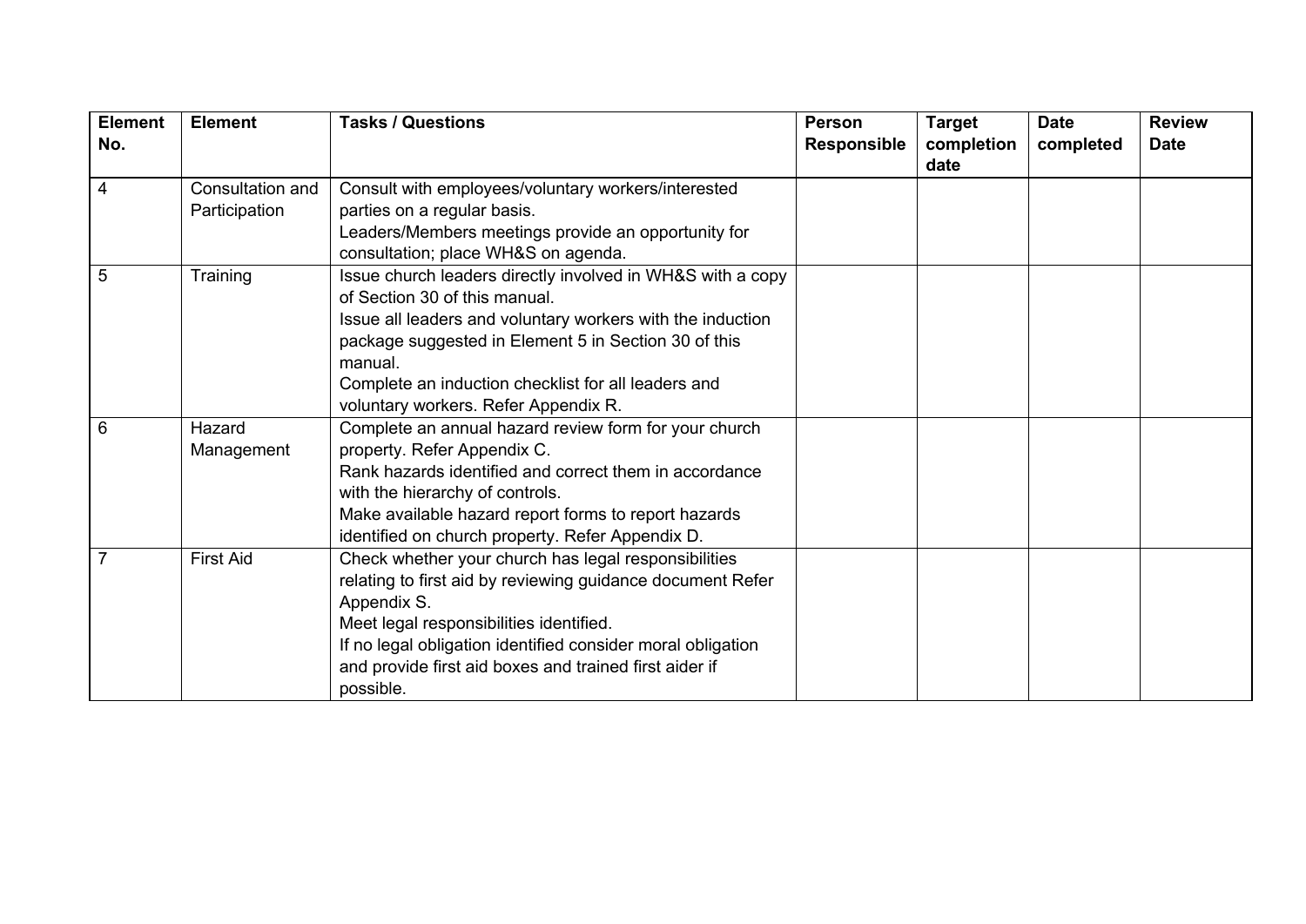| Element No. | Element | Tasks / Questions | Person Responsible | Target completion date | Date completed | Review Date |
|---|---|---|---|---|---|---|
| 4 | Consultation and Participation | Consult with employees/voluntary workers/interested parties on a regular basis.<br>Leaders/Members meetings provide an opportunity for consultation; place WH&S on agenda. | | | | |
| 5 | Training | Issue church leaders directly involved in WH&S with a copy of Section 30 of this manual.<br>Issue all leaders and voluntary workers with the induction package suggested in Element 5 in Section 30 of this manual.<br>Complete an induction checklist for all leaders and voluntary workers. Refer Appendix R. | | | | |
| 6 | Hazard Management | Complete an annual hazard review form for your church property. Refer Appendix C.<br>Rank hazards identified and correct them in accordance with the hierarchy of controls.<br>Make available hazard report forms to report hazards identified on church property. Refer Appendix D. | | | | |
| 7 | First Aid | Check whether your church has legal responsibilities relating to first aid by reviewing guidance document Refer Appendix S.<br>Meet legal responsibilities identified.<br>If no legal obligation identified consider moral obligation and provide first aid boxes and trained first aider if possible. | | | | |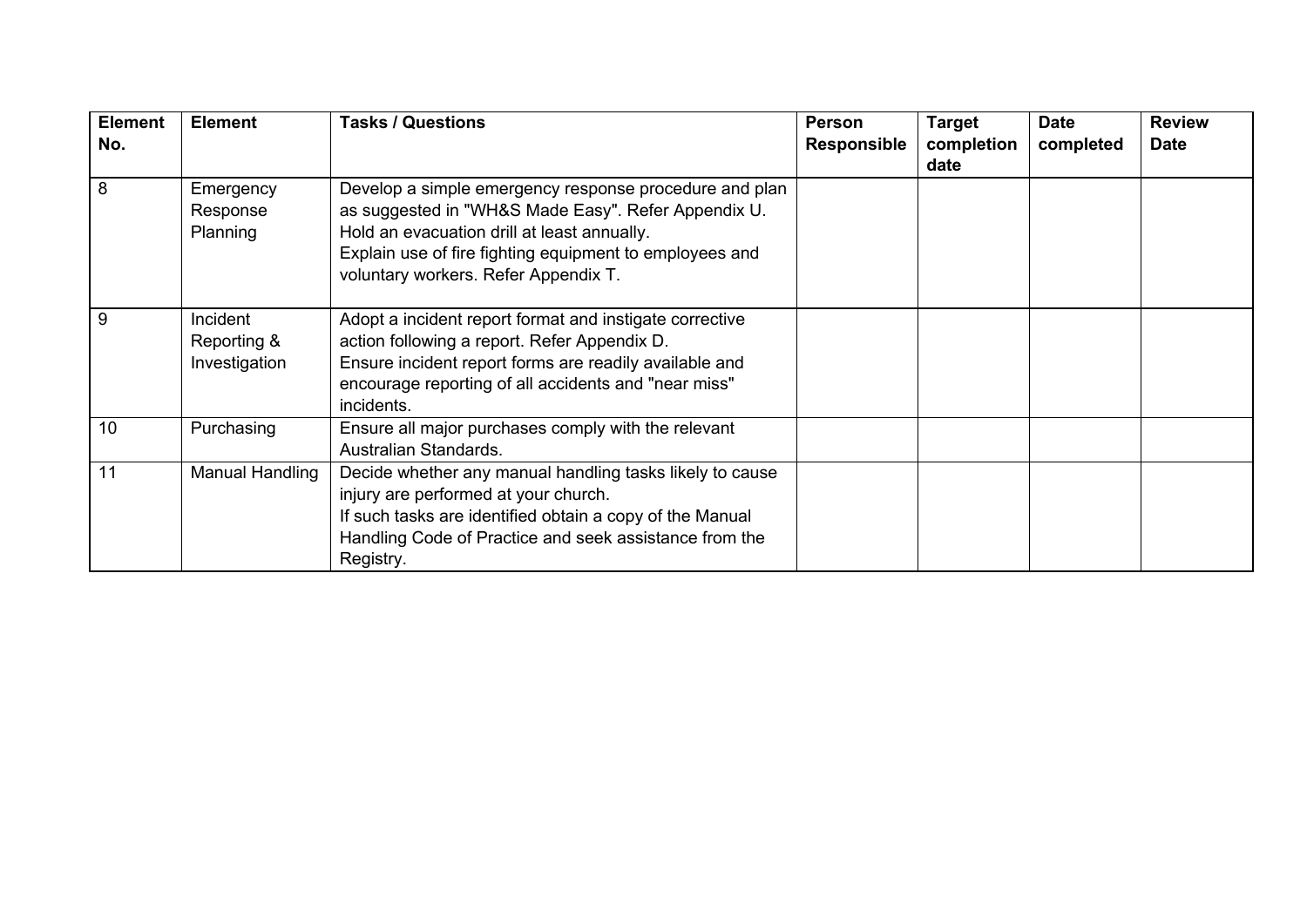| Element No. | Element | Tasks / Questions | Person Responsible | Target completion date | Date completed | Review Date |
|---|---|---|---|---|---|---|
| 8 | Emergency Response Planning | Develop a simple emergency response procedure and plan as suggested in "WH&S Made Easy". Refer Appendix U.<br>Hold an evacuation drill at least annually.<br>Explain use of fire fighting equipment to employees and voluntary workers. Refer Appendix T. | | | | |
| 9 | Incident Reporting & Investigation | Adopt a incident report format and instigate corrective action following a report. Refer Appendix D.<br>Ensure incident report forms are readily available and encourage reporting of all accidents and "near miss" incidents. | | | | |
| 10 | Purchasing | Ensure all major purchases comply with the relevant Australian Standards. | | | | |
| 11 | Manual Handling | Decide whether any manual handling tasks likely to cause injury are performed at your church.<br>If such tasks are identified obtain a copy of the Manual Handling Code of Practice and seek assistance from the Registry. | | | | |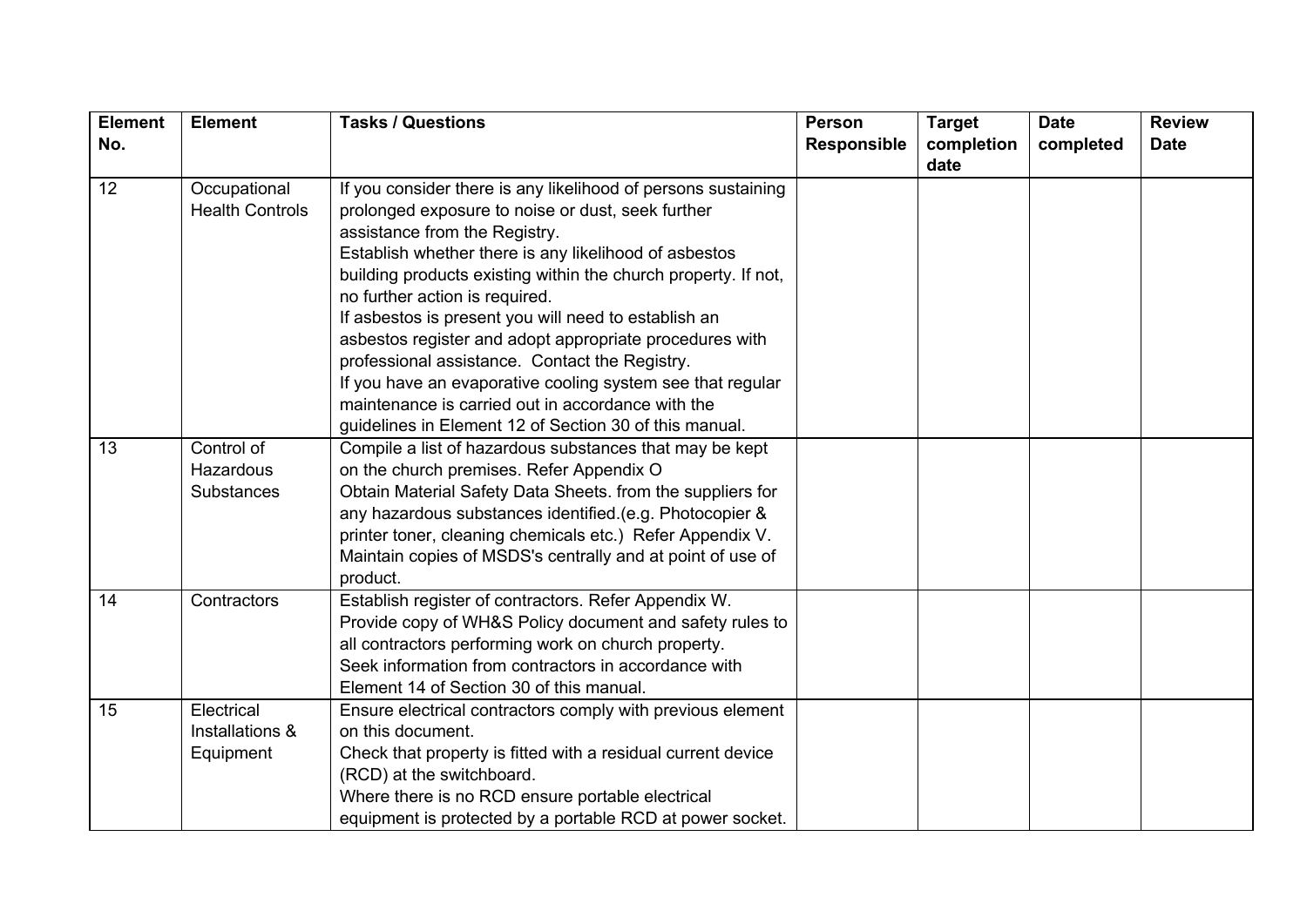| Element No. | Element | Tasks / Questions | Person Responsible | Target completion date | Date completed | Review Date |
|---|---|---|---|---|---|---|
| 12 | Occupational Health Controls | If you consider there is any likelihood of persons sustaining prolonged exposure to noise or dust, seek further assistance from the Registry.<br>Establish whether there is any likelihood of asbestos building products existing within the church property. If not, no further action is required.<br>If asbestos is present you will need to establish an asbestos register and adopt appropriate procedures with professional assistance. Contact the Registry.<br>If you have an evaporative cooling system see that regular maintenance is carried out in accordance with the guidelines in Element 12 of Section 30 of this manual. | | | | |
| 13 | Control of Hazardous Substances | Compile a list of hazardous substances that may be kept on the church premises. Refer Appendix O<br>Obtain Material Safety Data Sheets. from the suppliers for any hazardous substances identified.(e.g. Photocopier & printer toner, cleaning chemicals etc.) Refer Appendix V.<br>Maintain copies of MSDS's centrally and at point of use of product. | | | | |
| 14 | Contractors | Establish register of contractors. Refer Appendix W.<br>Provide copy of WH&S Policy document and safety rules to all contractors performing work on church property.<br>Seek information from contractors in accordance with Element 14 of Section 30 of this manual. | | | | |
| 15 | Electrical Installations & Equipment | Ensure electrical contractors comply with previous element on this document.<br>Check that property is fitted with a residual current device (RCD) at the switchboard.<br>Where there is no RCD ensure portable electrical equipment is protected by a portable RCD at power socket. | | | | |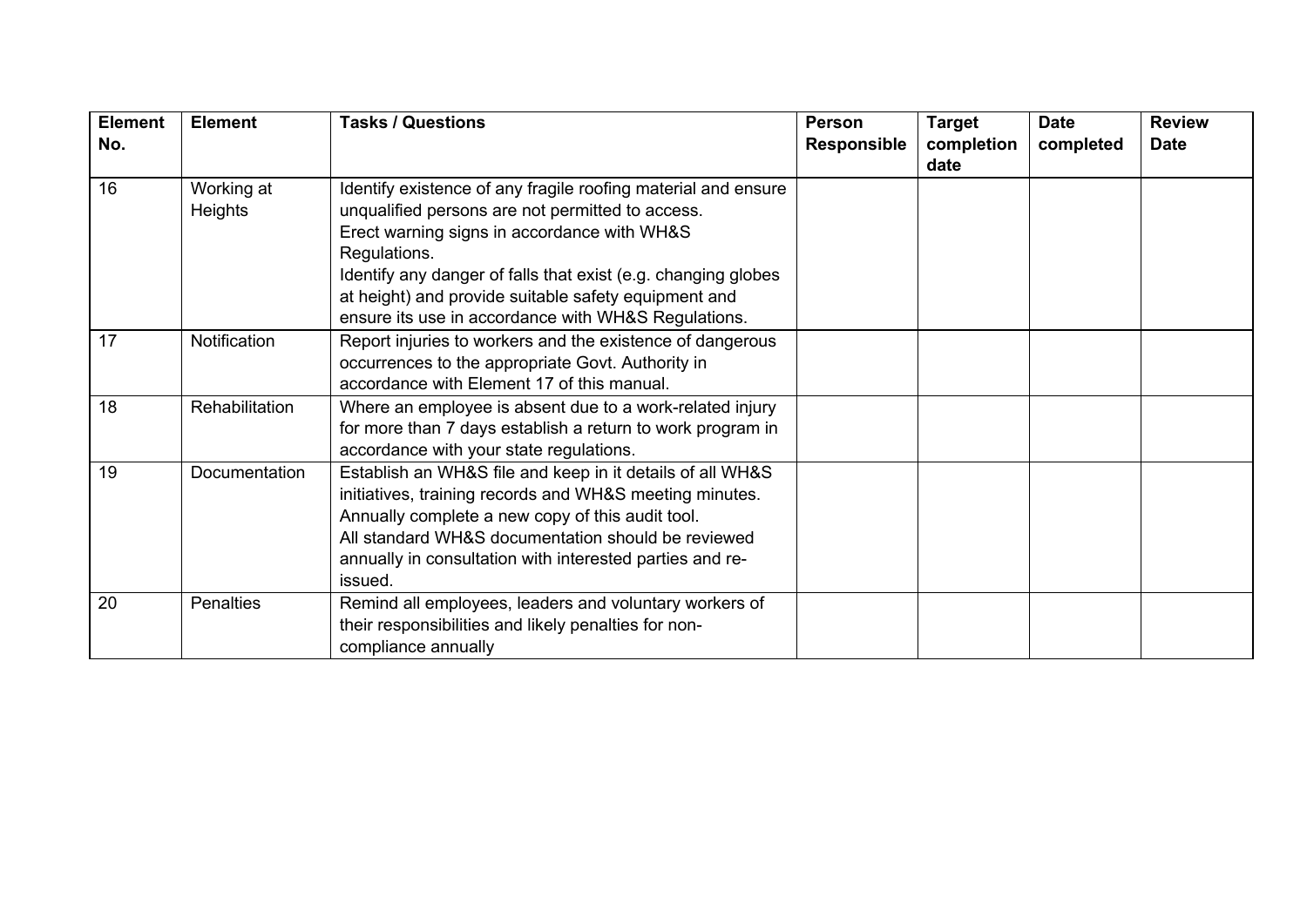| Element No. | Element | Tasks / Questions | Person Responsible | Target completion date | Date completed | Review Date |
|---|---|---|---|---|---|---|
| 16 | Working at Heights | Identify existence of any fragile roofing material and ensure unqualified persons are not permitted to access.<br>Erect warning signs in accordance with WH&S Regulations.<br>Identify any danger of falls that exist (e.g. changing globes at height) and provide suitable safety equipment and ensure its use in accordance with WH&S Regulations. | | | | |
| 17 | Notification | Report injuries to workers and the existence of dangerous occurrences to the appropriate Govt. Authority in accordance with Element 17 of this manual. | | | | |
| 18 | Rehabilitation | Where an employee is absent due to a work-related injury for more than 7 days establish a return to work program in accordance with your state regulations. | | | | |
| 19 | Documentation | Establish an WH&S file and keep in it details of all WH&S initiatives, training records and WH&S meeting minutes.<br>Annually complete a new copy of this audit tool.<br>All standard WH&S documentation should be reviewed annually in consultation with interested parties and re-issued. | | | | |
| 20 | Penalties | Remind all employees, leaders and voluntary workers of their responsibilities and likely penalties for non-compliance annually | | | | |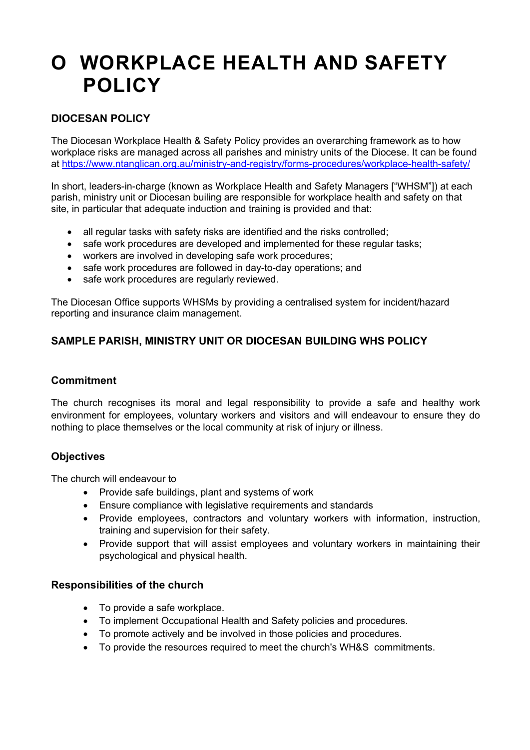# O WORKPLACE HEALTH AND SAFETY POLICY

## DIOCESAN POLICY

The Diocesan Workplace Health & Safety Policy provides an overarching framework as to how workplace risks are managed across all parishes and ministry units of the Diocese. It can be found at [https://www.ntanglican.org.au/ministry-and-registry/forms-procedures/workplace-health-safety/](https://www.ntanglican.org.au/ministry-and-registry/forms-procedures/workplace-health-safety/)

In short, leaders-in-charge (known as Workplace Health and Safety Managers ["WHSM"]) at each parish, ministry unit or Diocesan builing are responsible for workplace health and safety on that site, in particular that adequate induction and training is provided and that:

- all regular tasks with safety risks are identified and the risks controlled;
- safe work procedures are developed and implemented for these regular tasks;
- workers are involved in developing safe work procedures;
- safe work procedures are followed in day-to-day operations; and
- safe work procedures are regularly reviewed.

The Diocesan Office supports WHSMs by providing a centralised system for incident/hazard reporting and insurance claim management.

## SAMPLE PARISH, MINISTRY UNIT OR DIOCESAN BUILDING WHS POLICY

### Commitment

The church recognises its moral and legal responsibility to provide a safe and healthy work environment for employees, voluntary workers and visitors and will endeavour to ensure they do nothing to place themselves or the local community at risk of injury or illness.

### Objectives

The church will endeavour to

- Provide safe buildings, plant and systems of work
- Ensure compliance with legislative requirements and standards
- Provide employees, contractors and voluntary workers with information, instruction, training and supervision for their safety.
- Provide support that will assist employees and voluntary workers in maintaining their psychological and physical health.

### Responsibilities of the church

- To provide a safe workplace.
- To implement Occupational Health and Safety policies and procedures.
- To promote actively and be involved in those policies and procedures.
- To provide the resources required to meet the church's WH&S commitments.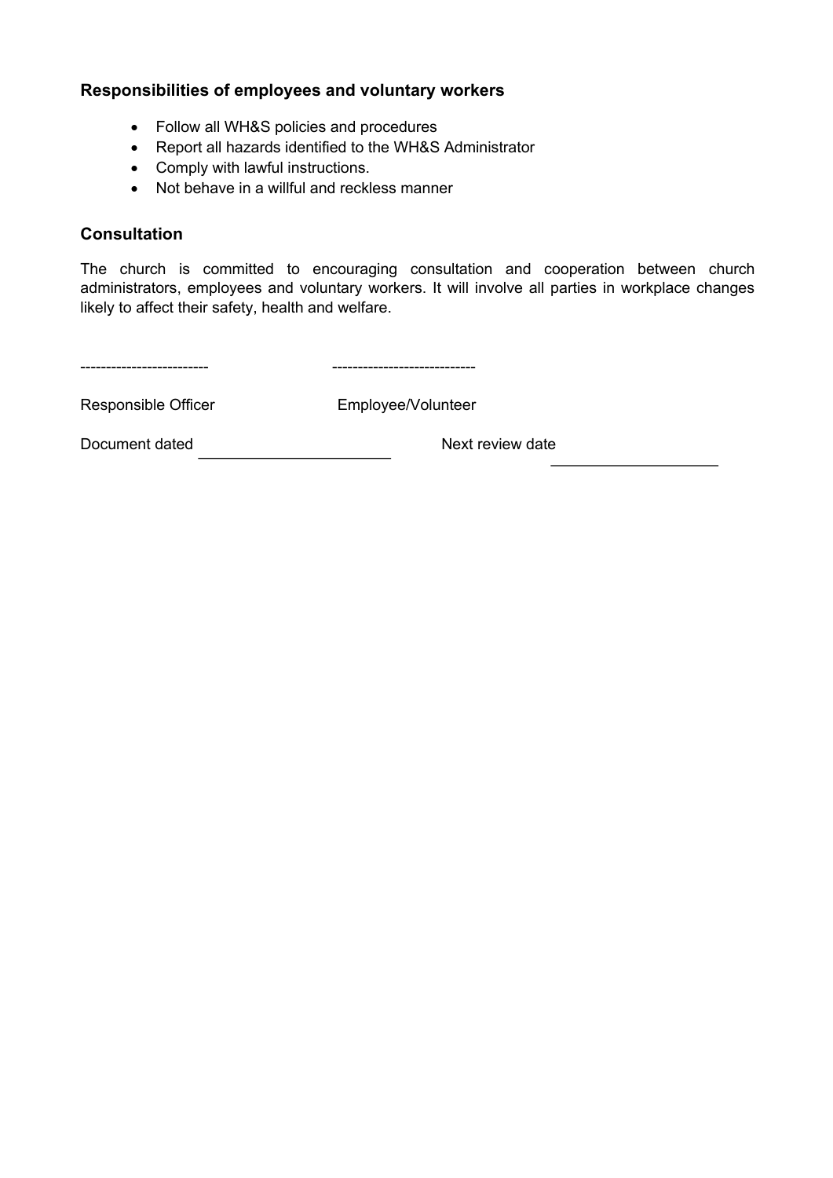### Responsibilities of employees and voluntary workers

- Follow all WH&S policies and procedures
- Report all hazards identified to the WH&S Administrator
- Comply with lawful instructions.
- Not behave in a willful and reckless manner

### Consultation

The church is committed to encouraging consultation and cooperation between church administrators, employees and voluntary workers. It will involve all parties in workplace changes likely to affect their safety, health and welfare.

------------------------                    ---------------------------

Responsible Officer                    Employee/Volunteer

Document dated ______________________          Next review date ____________________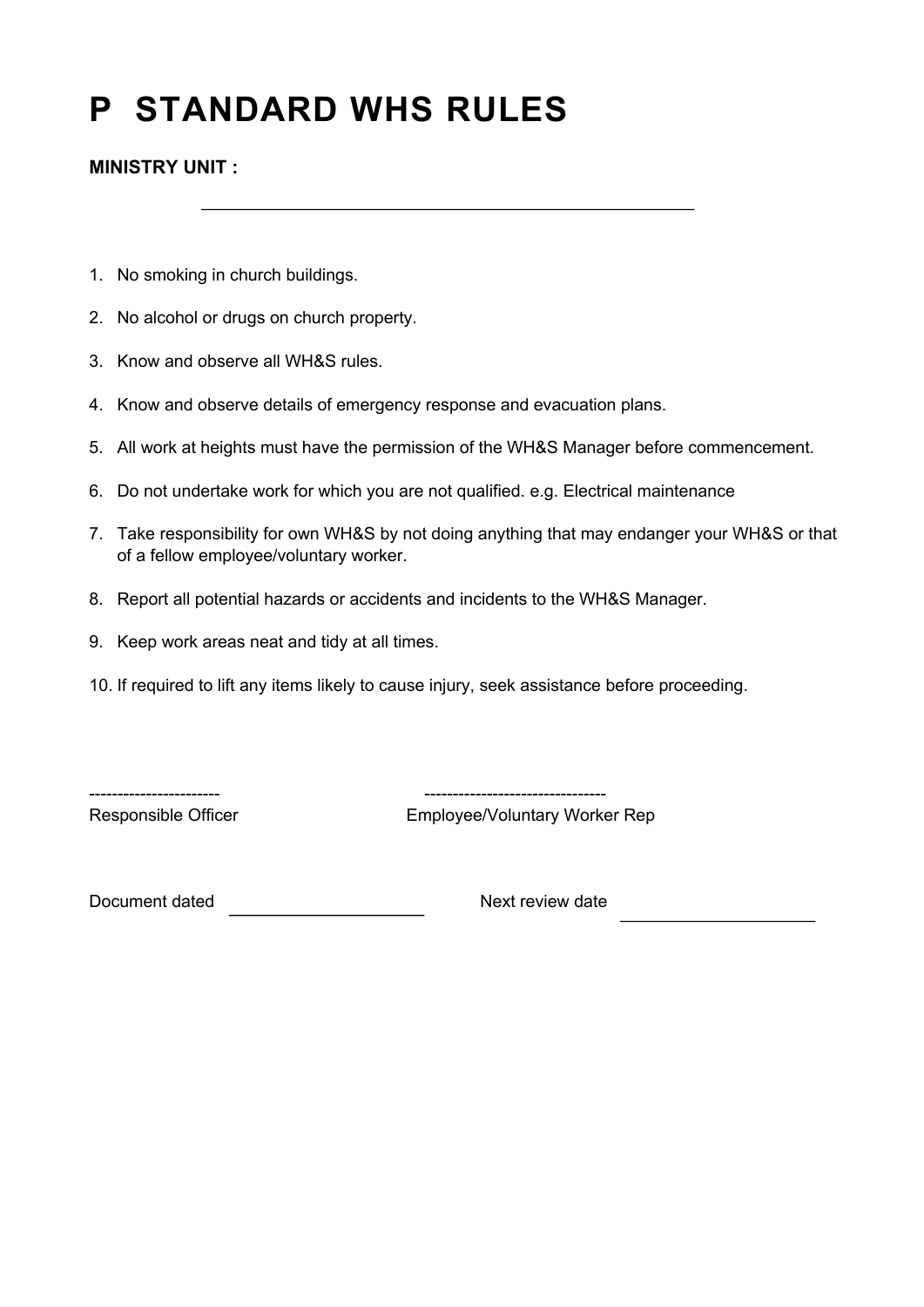# P STANDARD WHS RULES

**MINISTRY UNIT :** \_\_\_\_\_\_\_\_\_\_\_\_\_\_\_\_\_\_\_\_\_\_\_\_\_\_\_\_\_\_\_\_\_\_\_\_\_\_\_\_\_\_\_\_\_\_\_\_

1. No smoking in church buildings.
2. No alcohol or drugs on church property.
3. Know and observe all WH&S rules.
4. Know and observe details of emergency response and evacuation plans.
5. All work at heights must have the permission of the WH&S Manager before commencement.
6. Do not undertake work for which you are not qualified. e.g. Electrical maintenance
7. Take responsibility for own WH&S by not doing anything that may endanger your WH&S or that of a fellow employee/voluntary worker.
8. Report all potential hazards or accidents and incidents to the WH&S Manager.
9. Keep work areas neat and tidy at all times.
10. If required to lift any items likely to cause injury, seek assistance before proceeding.

----------------------- &nbsp;&nbsp;&nbsp;&nbsp;&nbsp;&nbsp;&nbsp;&nbsp;&nbsp;&nbsp;&nbsp;&nbsp; --------------------------------
Responsible Officer &nbsp;&nbsp;&nbsp;&nbsp;&nbsp;&nbsp;&nbsp;&nbsp;&nbsp;&nbsp;&nbsp;&nbsp; Employee/Voluntary Worker Rep

Document dated \_\_\_\_\_\_\_\_\_\_\_\_\_\_\_\_\_\_\_\_ &nbsp;&nbsp;&nbsp;&nbsp;&nbsp;&nbsp; Next review date \_\_\_\_\_\_\_\_\_\_\_\_\_\_\_\_\_\_\_\_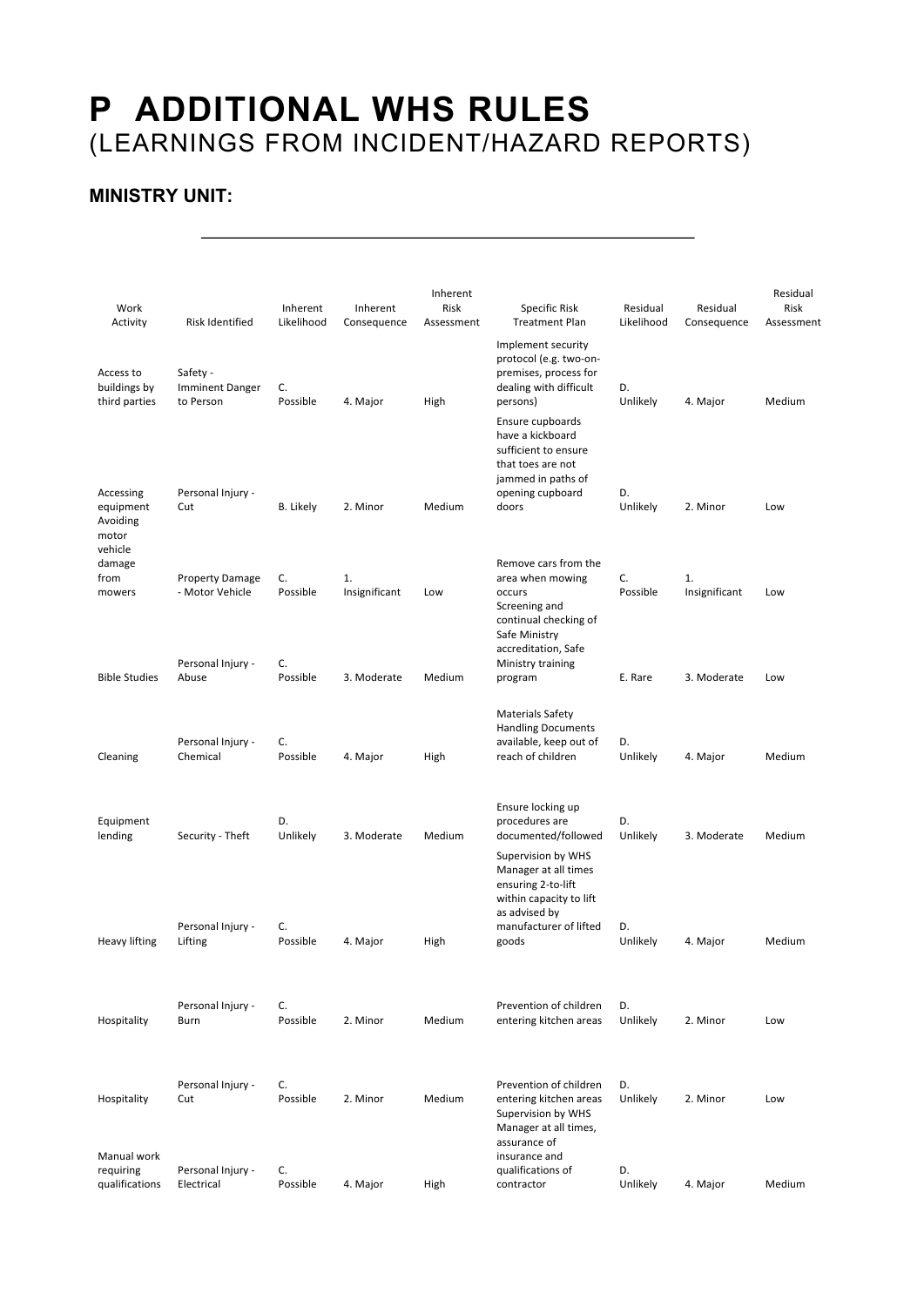# P ADDITIONAL WHS RULES
## (LEARNINGS FROM INCIDENT/HAZARD REPORTS)

**MINISTRY UNIT:** ______________________________

| Work Activity | Risk Identified | Inherent Likelihood | Inherent Consequence | Inherent Risk Assessment | Specific Risk Treatment Plan | Residual Likelihood | Residual Consequence | Residual Risk Assessment |
|---|---|---|---|---|---|---|---|---|
| Access to buildings by third parties | Safety - Imminent Danger to Person | C. Possible | 4. Major | High | Implement security protocol (e.g. two-on-premises, process for dealing with difficult persons) | D. Unlikely | 4. Major | Medium |
| Accessing equipment | Personal Injury - Cut | B. Likely | 2. Minor | Medium | Ensure cupboards have a kickboard sufficient to ensure that toes are not jammed in paths of opening cupboard doors | D. Unlikely | 2. Minor | Low |
| Avoiding motor vehicle damage from mowers | Property Damage - Motor Vehicle | C. Possible | 1. Insignificant | Low | Remove cars from the area when mowing occurs | C. Possible | 1. Insignificant | Low |
| Bible Studies | Personal Injury - Abuse | C. Possible | 3. Moderate | Medium | Screening and continual checking of Safe Ministry accreditation, Safe Ministry training program | E. Rare | 3. Moderate | Low |
| Cleaning | Personal Injury - Chemical | C. Possible | 4. Major | High | Materials Safety Handling Documents available, keep out of reach of children | D. Unlikely | 4. Major | Medium |
| Equipment lending | Security - Theft | D. Unlikely | 3. Moderate | Medium | Ensure locking up procedures are documented/followed | D. Unlikely | 3. Moderate | Medium |
| Heavy lifting | Personal Injury - Lifting | C. Possible | 4. Major | High | Supervision by WHS Manager at all times ensuring 2-to-lift within capacity to lift as advised by manufacturer of lifted goods | D. Unlikely | 4. Major | Medium |
| Hospitality | Personal Injury - Burn | C. Possible | 2. Minor | Medium | Prevention of children entering kitchen areas | D. Unlikely | 2. Minor | Low |
| Hospitality | Personal Injury - Cut | C. Possible | 2. Minor | Medium | Prevention of children entering kitchen areas | D. Unlikely | 2. Minor | Low |
| Manual work requiring qualifications | Personal Injury - Electrical | C. Possible | 4. Major | High | Supervision by WHS Manager at all times, assurance of insurance and qualifications of contractor | D. Unlikely | 4. Major | Medium |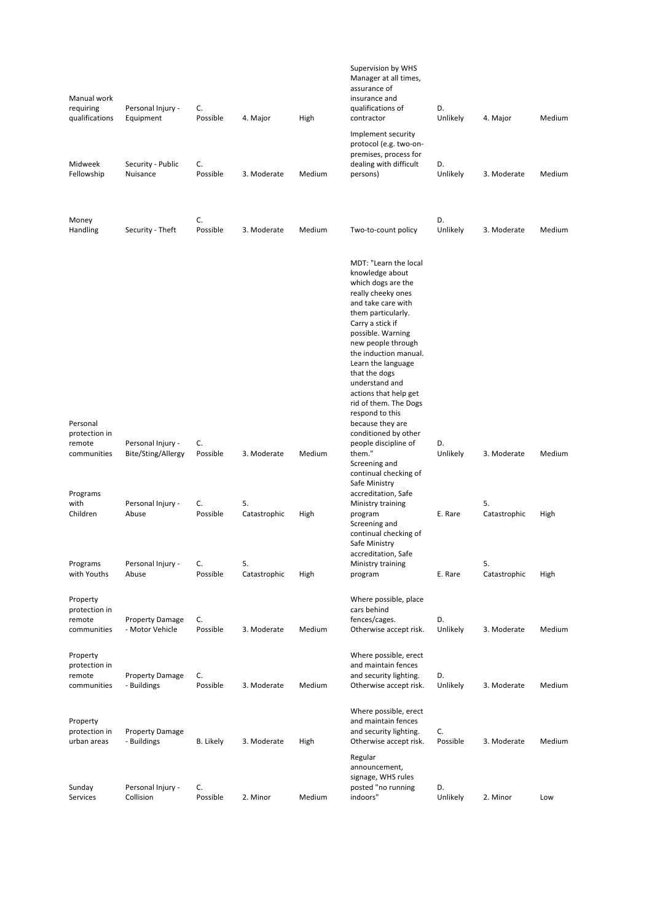| | | | | | | | | |
|---|---|---|---|---|---|---|---|---|
| Manual work requiring qualifications | Personal Injury - Equipment | C. Possible | 4. Major | High | Supervision by WHS Manager at all times, assurance of insurance and qualifications of contractor | D. Unlikely | 4. Major | Medium |
| Midweek Fellowship | Security - Public Nuisance | C. Possible | 3. Moderate | Medium | Implement security protocol (e.g. two-on-premises, process for dealing with difficult persons) | D. Unlikely | 3. Moderate | Medium |
| Money Handling | Security - Theft | C. Possible | 3. Moderate | Medium | Two-to-count policy | D. Unlikely | 3. Moderate | Medium |
| Personal protection in remote communities | Personal Injury - Bite/Sting/Allergy | C. Possible | 3. Moderate | Medium | MDT: "Learn the local knowledge about which dogs are the really cheeky ones and take care with them particularly. Carry a stick if possible. Warning new people through the induction manual. Learn the language that the dogs understand and actions that help get rid of them. The Dogs respond to this because they are conditioned by other people discipline of them." | D. Unlikely | 3. Moderate | Medium |
| Programs with Children | Personal Injury - Abuse | C. Possible | 5. Catastrophic | High | Screening and continual checking of Safe Ministry accreditation, Safe Ministry training program | E. Rare | 5. Catastrophic | High |
| Programs with Youths | Personal Injury - Abuse | C. Possible | 5. Catastrophic | High | Screening and continual checking of Safe Ministry accreditation, Safe Ministry training program | E. Rare | 5. Catastrophic | High |
| Property protection in remote communities | Property Damage - Motor Vehicle | C. Possible | 3. Moderate | Medium | Where possible, place cars behind fences/cages. Otherwise accept risk. | D. Unlikely | 3. Moderate | Medium |
| Property protection in remote communities | Property Damage - Buildings | C. Possible | 3. Moderate | Medium | Where possible, erect and maintain fences and security lighting. Otherwise accept risk. | D. Unlikely | 3. Moderate | Medium |
| Property protection in urban areas | Property Damage - Buildings | B. Likely | 3. Moderate | High | Where possible, erect and maintain fences and security lighting. Otherwise accept risk. | C. Possible | 3. Moderate | Medium |
| Sunday Services | Personal Injury - Collision | C. Possible | 2. Minor | Medium | Regular announcement, signage, WHS rules posted "no running indoors" | D. Unlikely | 2. Minor | Low |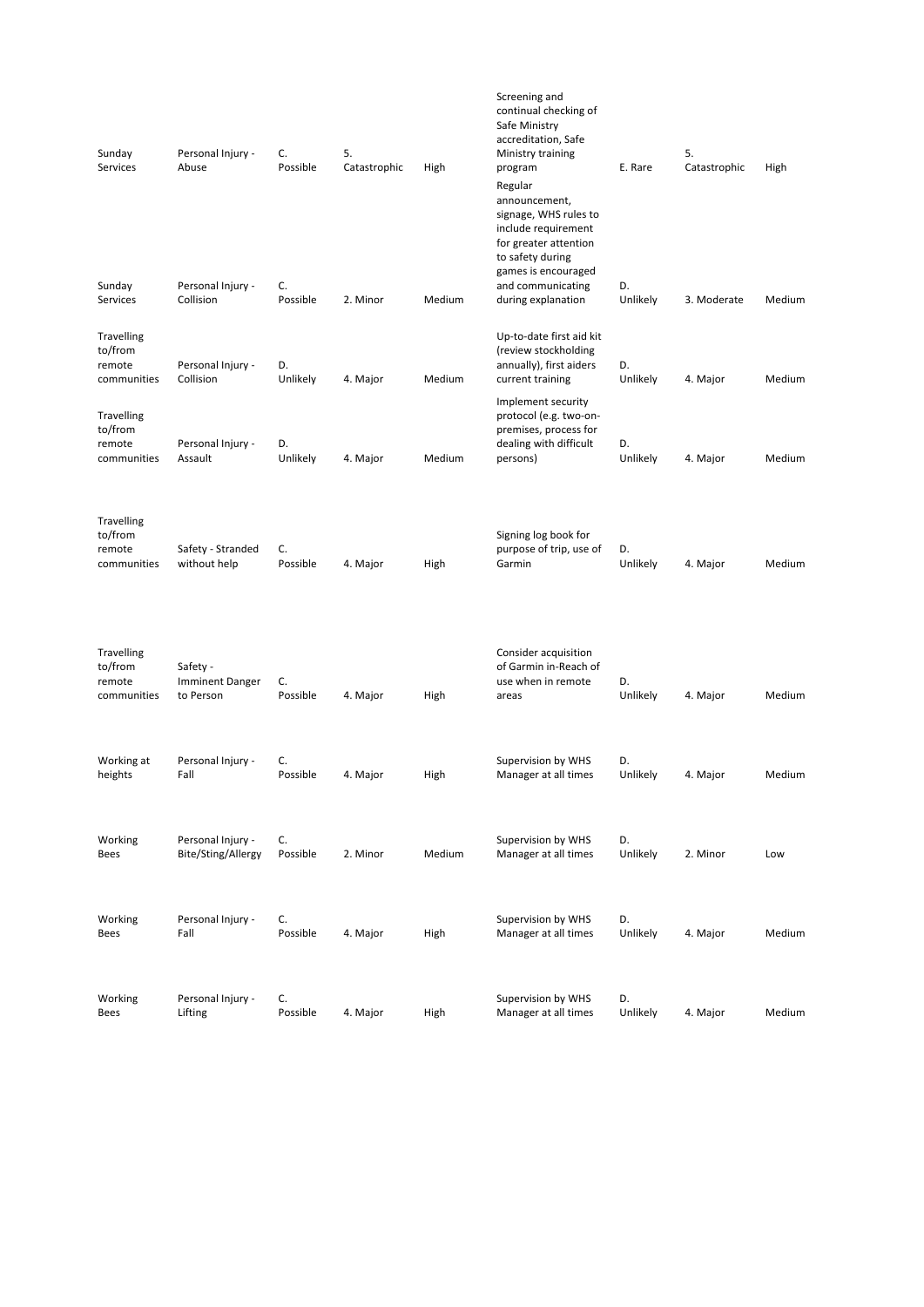| | | | | | | | | |
|---|---|---|---|---|---|---|---|---|
| Sunday Services | Personal Injury - Abuse | C. Possible | 5. Catastrophic | High | Screening and continual checking of Safe Ministry accreditation, Safe Ministry training program | E. Rare | 5. Catastrophic | High |
| Sunday Services | Personal Injury - Collision | C. Possible | 2. Minor | Medium | Regular announcement, signage, WHS rules to include requirement for greater attention to safety during games is encouraged and communicating during explanation | D. Unlikely | 3. Moderate | Medium |
| Travelling to/from remote communities | Personal Injury - Collision | D. Unlikely | 4. Major | Medium | Up-to-date first aid kit (review stockholding annually), first aiders current training | D. Unlikely | 4. Major | Medium |
| Travelling to/from remote communities | Personal Injury - Assault | D. Unlikely | 4. Major | Medium | Implement security protocol (e.g. two-on-premises, process for dealing with difficult persons) | D. Unlikely | 4. Major | Medium |
| Travelling to/from remote communities | Safety - Stranded without help | C. Possible | 4. Major | High | Signing log book for purpose of trip, use of Garmin | D. Unlikely | 4. Major | Medium |
| Travelling to/from remote communities | Safety - Imminent Danger to Person | C. Possible | 4. Major | High | Consider acquisition of Garmin in-Reach of use when in remote areas | D. Unlikely | 4. Major | Medium |
| Working at heights | Personal Injury - Fall | C. Possible | 4. Major | High | Supervision by WHS Manager at all times | D. Unlikely | 4. Major | Medium |
| Working Bees | Personal Injury - Bite/Sting/Allergy | C. Possible | 2. Minor | Medium | Supervision by WHS Manager at all times | D. Unlikely | 2. Minor | Low |
| Working Bees | Personal Injury - Fall | C. Possible | 4. Major | High | Supervision by WHS Manager at all times | D. Unlikely | 4. Major | Medium |
| Working Bees | Personal Injury - Lifting | C. Possible | 4. Major | High | Supervision by WHS Manager at all times | D. Unlikely | 4. Major | Medium |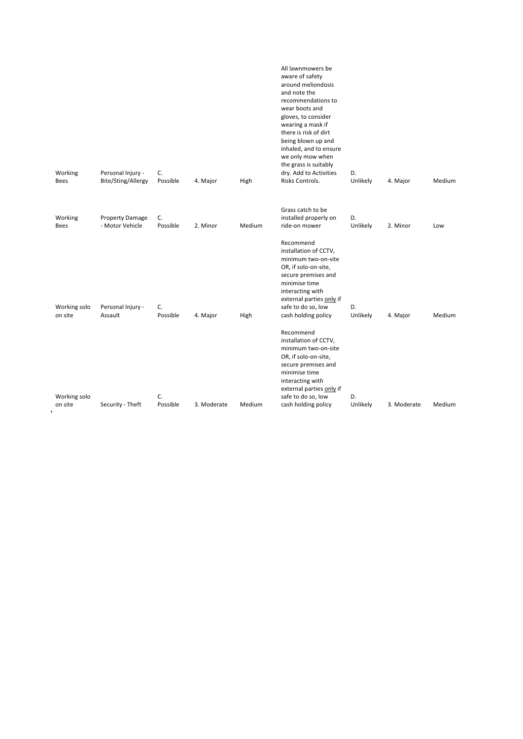| | | | | | | | | |
|---|---|---|---|---|---|---|---|---|
| Working Bees | Personal Injury - Bite/Sting/Allergy | C. Possible | 4. Major | High | All lawnmowers be aware of safety around meliondosis and note the recommendations to wear boots and gloves, to consider wearing a mask if there is risk of dirt being blown up and inhaled, and to ensure we only mow when the grass is suitably dry. Add to Activities Risks Controls. | D. Unlikely | 4. Major | Medium |
| Working Bees | Property Damage - Motor Vehicle | C. Possible | 2. Minor | Medium | Grass catch to be installed properly on ride-on mower | D. Unlikely | 2. Minor | Low |
| Working solo on site | Personal Injury - Assault | C. Possible | 4. Major | High | Recommend installation of CCTV, minimum two-on-site OR, if solo-on-site, secure premises and minimise time interacting with external parties only if safe to do so, low cash holding policy | D. Unlikely | 4. Major | Medium |
| Working solo on site | Security - Theft | C. Possible | 3. Moderate | Medium | Recommend installation of CCTV, minimum two-on-site OR, if solo-on-site, secure premises and minimise time interacting with external parties only if safe to do so, low cash holding policy | D. Unlikely | 3. Moderate | Medium |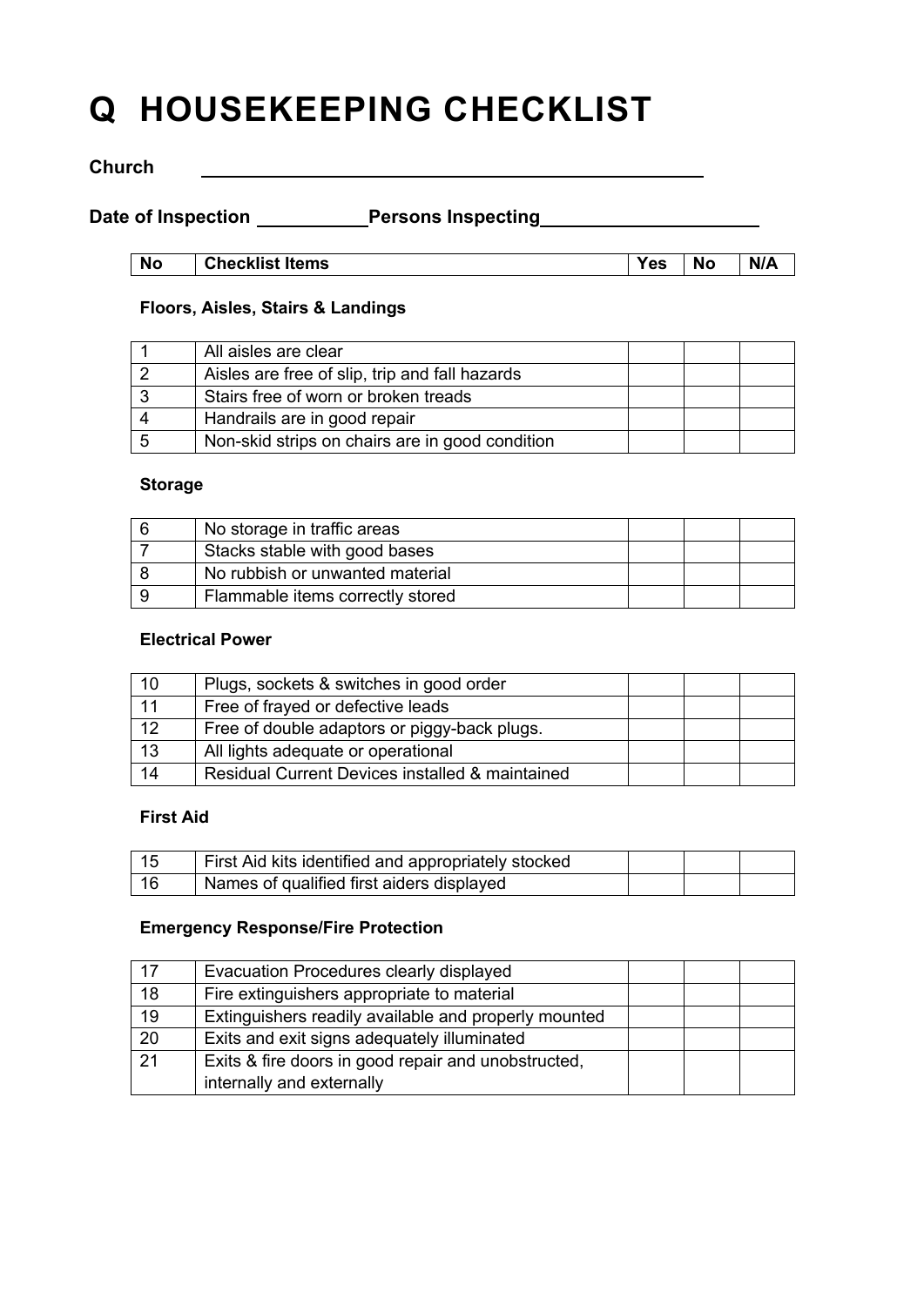# Q HOUSEKEEPING CHECKLIST

**Church** ______________________________

**Date of Inspection** __________ **Persons Inspecting** ____________________

| No | Checklist Items | Yes | No | N/A |
|---|---|---|---|---|
| | **Floors, Aisles, Stairs & Landings** | | | |
| 1 | All aisles are clear | | | |
| 2 | Aisles are free of slip, trip and fall hazards | | | |
| 3 | Stairs free of worn or broken treads | | | |
| 4 | Handrails are in good repair | | | |
| 5 | Non-skid strips on chairs are in good condition | | | |
| | **Storage** | | | |
| 6 | No storage in traffic areas | | | |
| 7 | Stacks stable with good bases | | | |
| 8 | No rubbish or unwanted material | | | |
| 9 | Flammable items correctly stored | | | |
| | **Electrical Power** | | | |
| 10 | Plugs, sockets & switches in good order | | | |
| 11 | Free of frayed or defective leads | | | |
| 12 | Free of double adaptors or piggy-back plugs. | | | |
| 13 | All lights adequate or operational | | | |
| 14 | Residual Current Devices installed & maintained | | | |
| | **First Aid** | | | |
| 15 | First Aid kits identified and appropriately stocked | | | |
| 16 | Names of qualified first aiders displayed | | | |
| | **Emergency Response/Fire Protection** | | | |
| 17 | Evacuation Procedures clearly displayed | | | |
| 18 | Fire extinguishers appropriate to material | | | |
| 19 | Extinguishers readily available and properly mounted | | | |
| 20 | Exits and exit signs adequately illuminated | | | |
| 21 | Exits & fire doors in good repair and unobstructed, internally and externally | | | |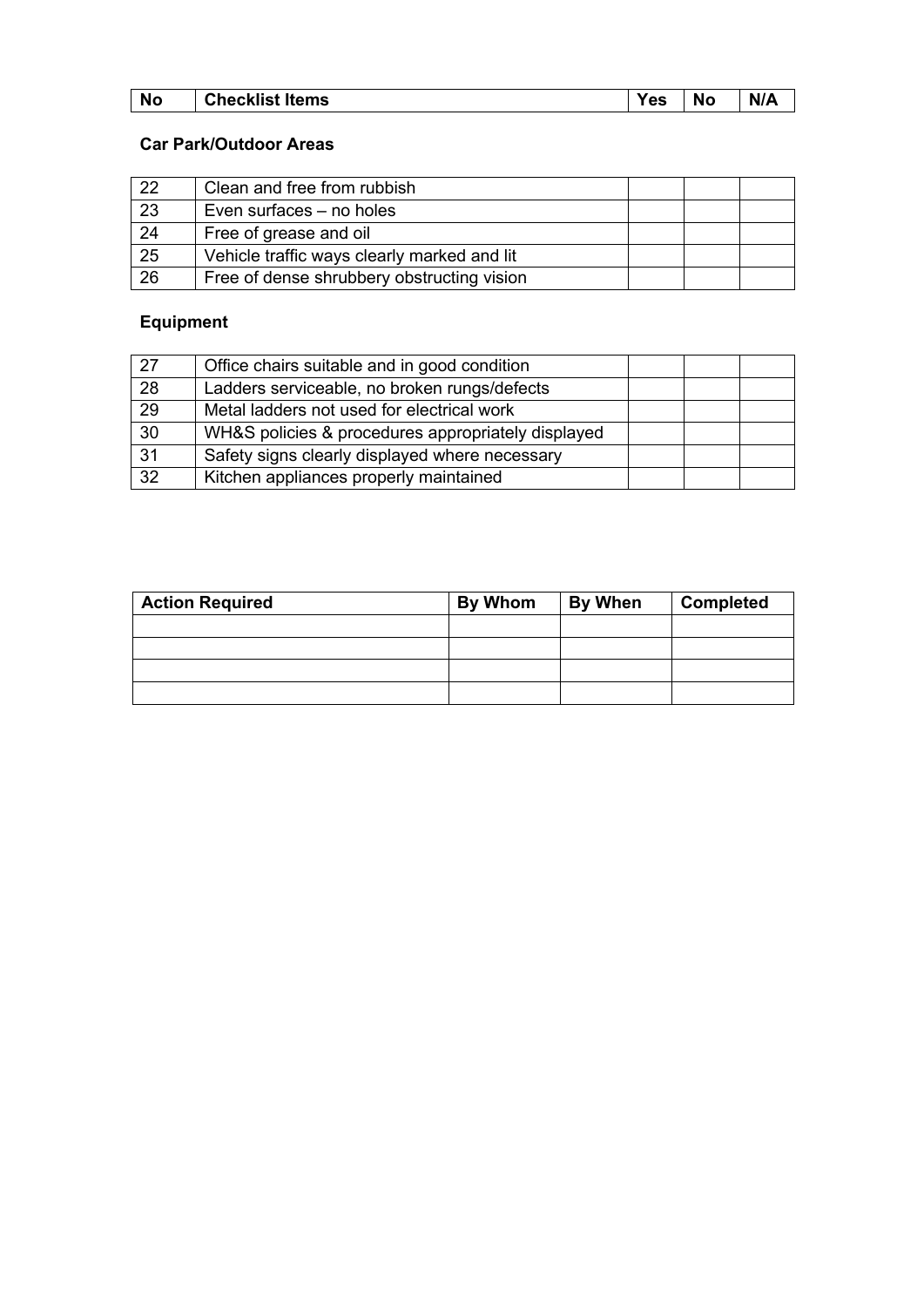| No | Checklist Items | Yes | No | N/A |
|---|---|---|---|---|

**Car Park/Outdoor Areas**

| No | Checklist Items | Yes | No | N/A |
|---|---|---|---|---|
| 22 | Clean and free from rubbish | | | |
| 23 | Even surfaces – no holes | | | |
| 24 | Free of grease and oil | | | |
| 25 | Vehicle traffic ways clearly marked and lit | | | |
| 26 | Free of dense shrubbery obstructing vision | | | |

**Equipment**

| No | Checklist Items | Yes | No | N/A |
|---|---|---|---|---|
| 27 | Office chairs suitable and in good condition | | | |
| 28 | Ladders serviceable, no broken rungs/defects | | | |
| 29 | Metal ladders not used for electrical work | | | |
| 30 | WH&S policies & procedures appropriately displayed | | | |
| 31 | Safety signs clearly displayed where necessary | | | |
| 32 | Kitchen appliances properly maintained | | | |

| Action Required | By Whom | By When | Completed |
|---|---|---|---|
| | | | |
| | | | |
| | | | |
| | | | |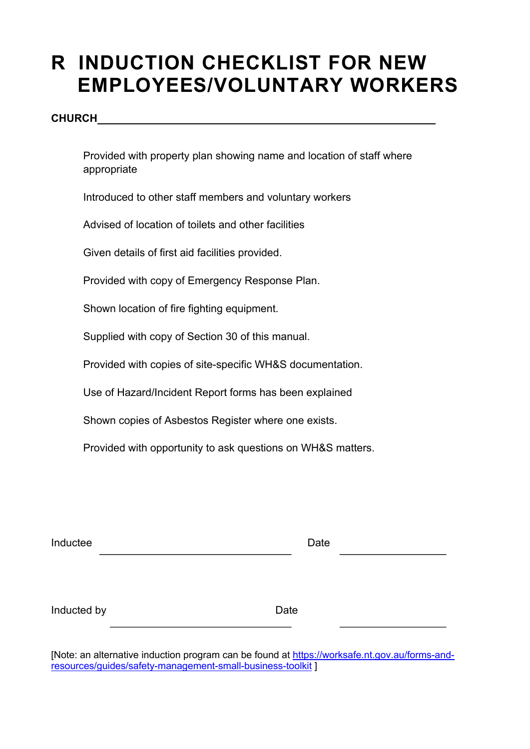# R INDUCTION CHECKLIST FOR NEW EMPLOYEES/VOLUNTARY WORKERS

**CHURCH** ______________________________________________

- Provided with property plan showing name and location of staff where appropriate
- Introduced to other staff members and voluntary workers
- Advised of location of toilets and other facilities
- Given details of first aid facilities provided.
- Provided with copy of Emergency Response Plan.
- Shown location of fire fighting equipment.
- Supplied with copy of Section 30 of this manual.
- Provided with copies of site-specific WH&S documentation.
- Use of Hazard/Incident Report forms has been explained
- Shown copies of Asbestos Register where one exists.
- Provided with opportunity to ask questions on WH&S matters.

Inductee ______________________________ Date ________________

Inducted by ______________________________ Date ________________

[Note: an alternative induction program can be found at https://worksafe.nt.gov.au/forms-and-resources/guides/safety-management-small-business-toolkit ]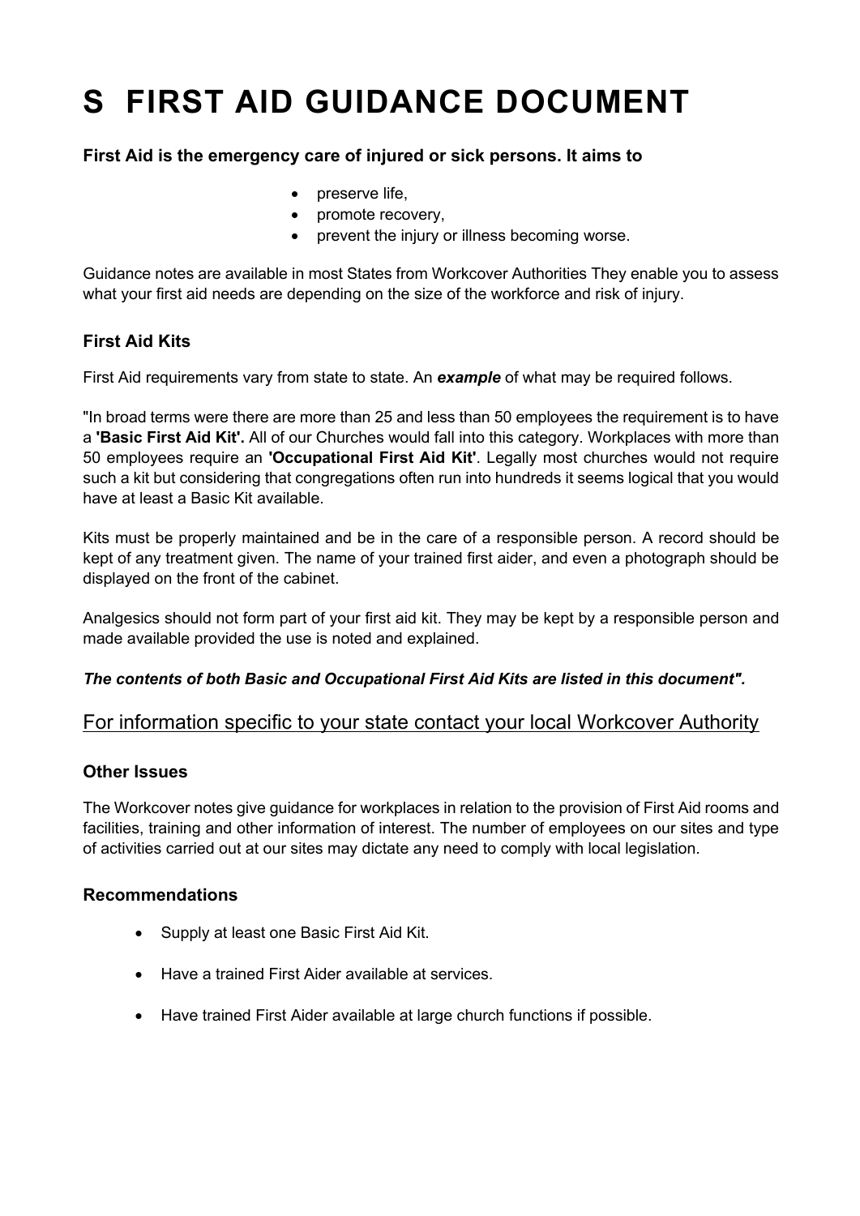# S FIRST AID GUIDANCE DOCUMENT

**First Aid is the emergency care of injured or sick persons. It aims to**

- preserve life,
- promote recovery,
- prevent the injury or illness becoming worse.

Guidance notes are available in most States from Workcover Authorities They enable you to assess what your first aid needs are depending on the size of the workforce and risk of injury.

### First Aid Kits

First Aid requirements vary from state to state. An ***example*** of what may be required follows.

"In broad terms were there are more than 25 and less than 50 employees the requirement is to have a **'Basic First Aid Kit'.** All of our Churches would fall into this category. Workplaces with more than 50 employees require an **'Occupational First Aid Kit'**. Legally most churches would not require such a kit but considering that congregations often run into hundreds it seems logical that you would have at least a Basic Kit available.

Kits must be properly maintained and be in the care of a responsible person. A record should be kept of any treatment given. The name of your trained first aider, and even a photograph should be displayed on the front of the cabinet.

Analgesics should not form part of your first aid kit. They may be kept by a responsible person and made available provided the use is noted and explained.

***The contents of both Basic and Occupational First Aid Kits are listed in this document".***

For information specific to your state contact your local Workcover Authority

### Other Issues

The Workcover notes give guidance for workplaces in relation to the provision of First Aid rooms and facilities, training and other information of interest. The number of employees on our sites and type of activities carried out at our sites may dictate any need to comply with local legislation.

### Recommendations

- Supply at least one Basic First Aid Kit.
- Have a trained First Aider available at services.
- Have trained First Aider available at large church functions if possible.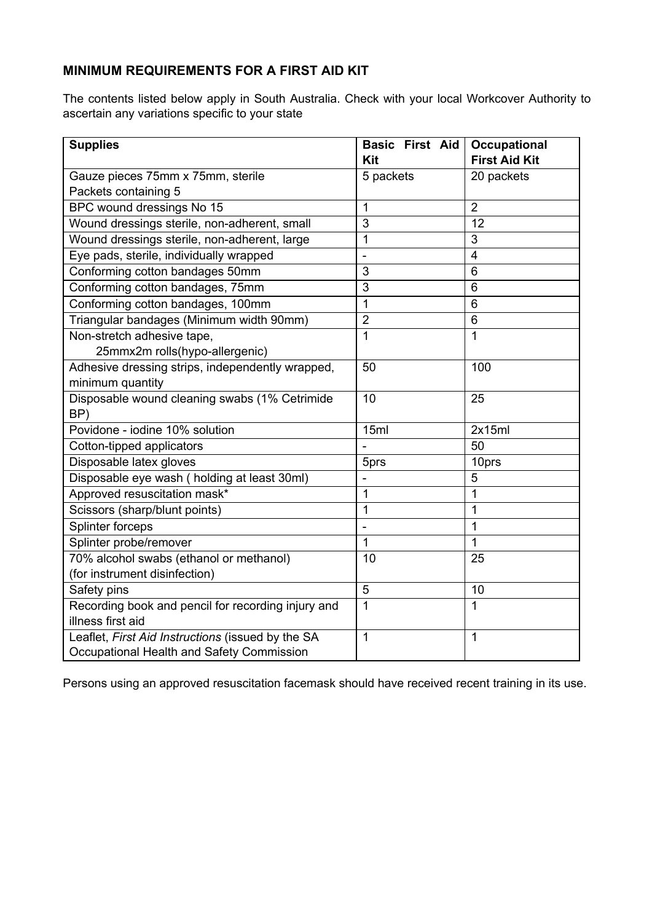## MINIMUM REQUIREMENTS FOR A FIRST AID KIT

The contents listed below apply in South Australia. Check with your local Workcover Authority to ascertain any variations specific to your state

| Supplies | Basic First Aid Kit | Occupational First Aid Kit |
|---|---|---|
| Gauze pieces 75mm x 75mm, sterile Packets containing 5 | 5 packets | 20 packets |
| BPC wound dressings No 15 | 1 | 2 |
| Wound dressings sterile, non-adherent, small | 3 | 12 |
| Wound dressings sterile, non-adherent, large | 1 | 3 |
| Eye pads, sterile, individually wrapped | - | 4 |
| Conforming cotton bandages 50mm | 3 | 6 |
| Conforming cotton bandages, 75mm | 3 | 6 |
| Conforming cotton bandages, 100mm | 1 | 6 |
| Triangular bandages (Minimum width 90mm) | 2 | 6 |
| Non-stretch adhesive tape, 25mmx2m rolls(hypo-allergenic) | 1 | 1 |
| Adhesive dressing strips, independently wrapped, minimum quantity | 50 | 100 |
| Disposable wound cleaning swabs (1% Cetrimide BP) | 10 | 25 |
| Povidone - iodine 10% solution | 15ml | 2x15ml |
| Cotton-tipped applicators | - | 50 |
| Disposable latex gloves | 5prs | 10prs |
| Disposable eye wash ( holding at least 30ml) | - | 5 |
| Approved resuscitation mask* | 1 | 1 |
| Scissors (sharp/blunt points) | 1 | 1 |
| Splinter forceps | - | 1 |
| Splinter probe/remover | 1 | 1 |
| 70% alcohol swabs (ethanol or methanol) (for instrument disinfection) | 10 | 25 |
| Safety pins | 5 | 10 |
| Recording book and pencil for recording injury and illness first aid | 1 | 1 |
| Leaflet, *First Aid Instructions* (issued by the SA Occupational Health and Safety Commission | 1 | 1 |

Persons using an approved resuscitation facemask should have received recent training in its use.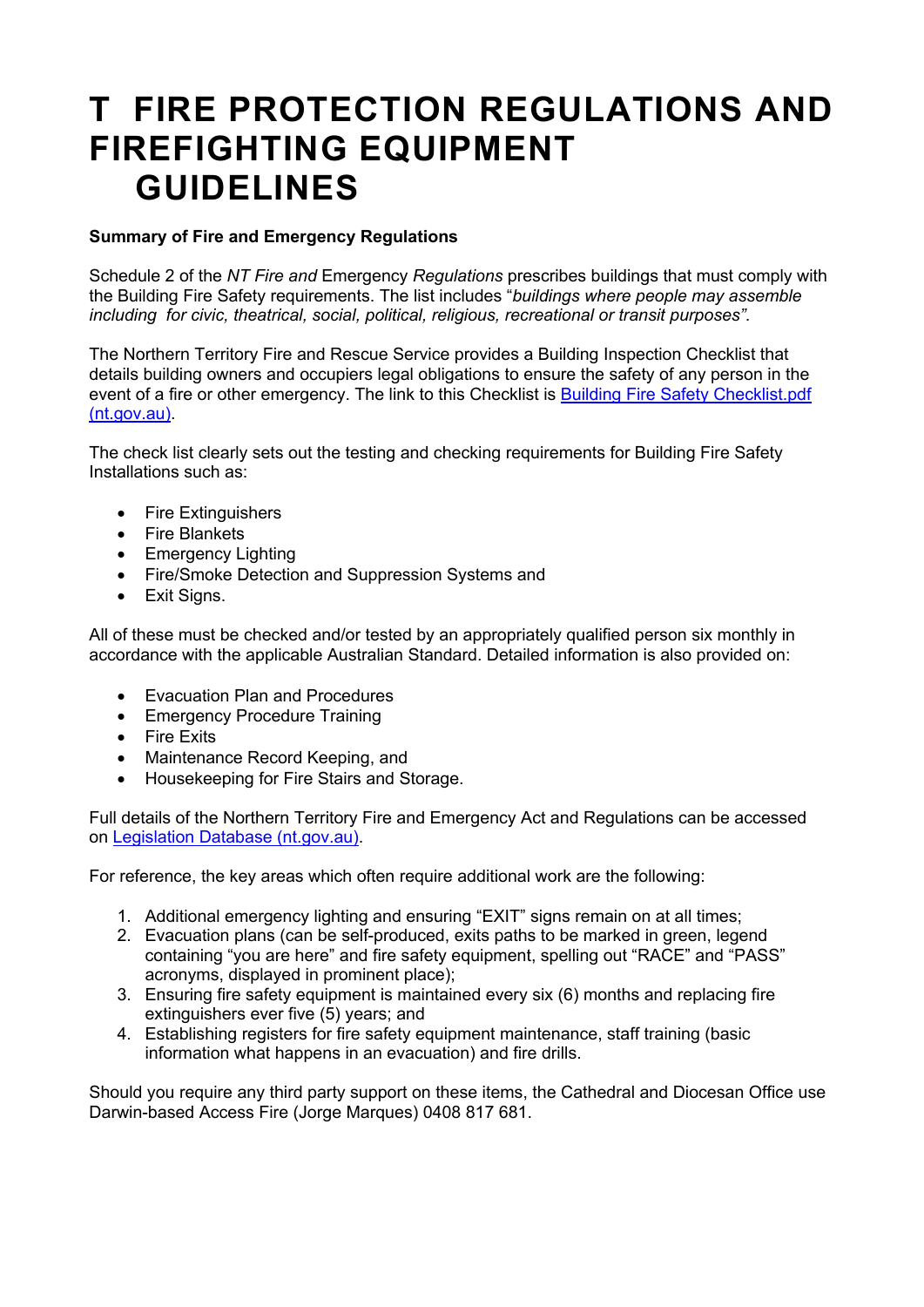# T FIRE PROTECTION REGULATIONS AND FIREFIGHTING EQUIPMENT GUIDELINES

**Summary of Fire and Emergency Regulations**

Schedule 2 of the *NT Fire and* Emergency *Regulations* prescribes buildings that must comply with the Building Fire Safety requirements. The list includes "*buildings where people may assemble including for civic, theatrical, social, political, religious, recreational or transit purposes"*.

The Northern Territory Fire and Rescue Service provides a Building Inspection Checklist that details building owners and occupiers legal obligations to ensure the safety of any person in the event of a fire or other emergency. The link to this Checklist is [Building Fire Safety Checklist.pdf (nt.gov.au)](Building Fire Safety Checklist.pdf (nt.gov.au)).

The check list clearly sets out the testing and checking requirements for Building Fire Safety Installations such as:

- Fire Extinguishers
- Fire Blankets
- Emergency Lighting
- Fire/Smoke Detection and Suppression Systems and
- Exit Signs.

All of these must be checked and/or tested by an appropriately qualified person six monthly in accordance with the applicable Australian Standard. Detailed information is also provided on:

- Evacuation Plan and Procedures
- Emergency Procedure Training
- Fire Exits
- Maintenance Record Keeping, and
- Housekeeping for Fire Stairs and Storage.

Full details of the Northern Territory Fire and Emergency Act and Regulations can be accessed on [Legislation Database (nt.gov.au)](Legislation Database (nt.gov.au)).

For reference, the key areas which often require additional work are the following:

1. Additional emergency lighting and ensuring "EXIT" signs remain on at all times;
2. Evacuation plans (can be self-produced, exits paths to be marked in green, legend containing "you are here" and fire safety equipment, spelling out "RACE" and "PASS" acronyms, displayed in prominent place);
3. Ensuring fire safety equipment is maintained every six (6) months and replacing fire extinguishers ever five (5) years; and
4. Establishing registers for fire safety equipment maintenance, staff training (basic information what happens in an evacuation) and fire drills.

Should you require any third party support on these items, the Cathedral and Diocesan Office use Darwin-based Access Fire (Jorge Marques) 0408 817 681.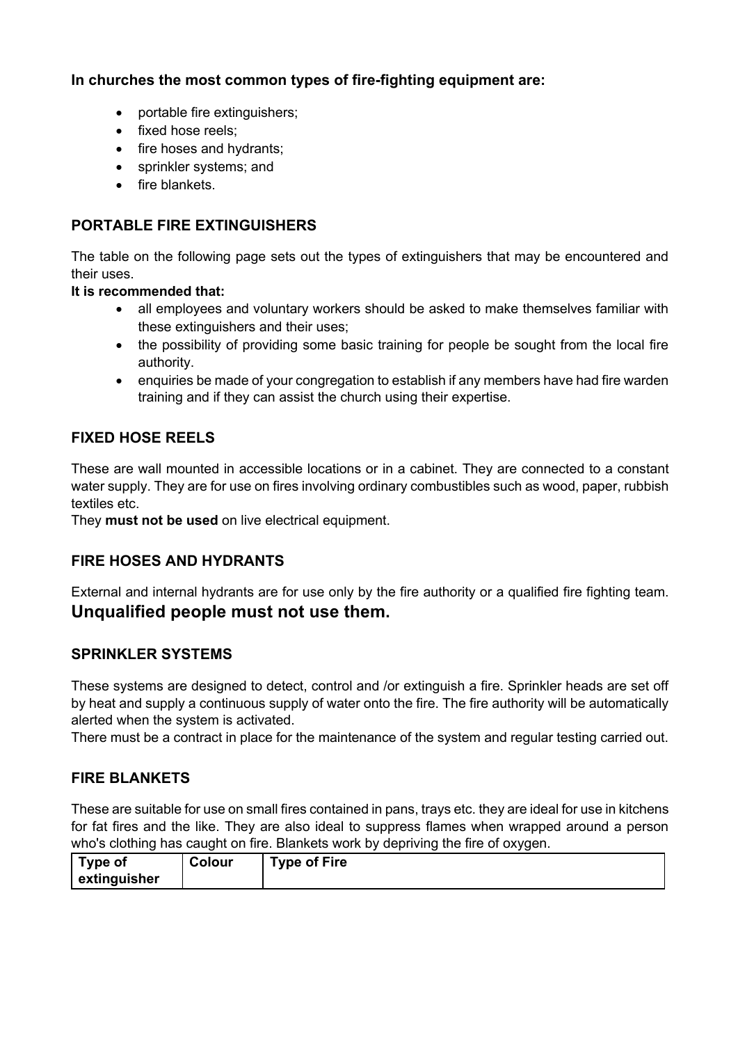**In churches the most common types of fire-fighting equipment are:**

- portable fire extinguishers;
- fixed hose reels;
- fire hoses and hydrants;
- sprinkler systems; and
- fire blankets.

## PORTABLE FIRE EXTINGUISHERS

The table on the following page sets out the types of extinguishers that may be encountered and their uses.

**It is recommended that:**

- all employees and voluntary workers should be asked to make themselves familiar with these extinguishers and their uses;
- the possibility of providing some basic training for people be sought from the local fire authority.
- enquiries be made of your congregation to establish if any members have had fire warden training and if they can assist the church using their expertise.

## FIXED HOSE REELS

These are wall mounted in accessible locations or in a cabinet. They are connected to a constant water supply. They are for use on fires involving ordinary combustibles such as wood, paper, rubbish textiles etc.

They **must not be used** on live electrical equipment.

## FIRE HOSES AND HYDRANTS

External and internal hydrants are for use only by the fire authority or a qualified fire fighting team.

**Unqualified people must not use them.**

## SPRINKLER SYSTEMS

These systems are designed to detect, control and /or extinguish a fire. Sprinkler heads are set off by heat and supply a continuous supply of water onto the fire. The fire authority will be automatically alerted when the system is activated.

There must be a contract in place for the maintenance of the system and regular testing carried out.

## FIRE BLANKETS

These are suitable for use on small fires contained in pans, trays etc. they are ideal for use in kitchens for fat fires and the like. They are also ideal to suppress flames when wrapped around a person who's clothing has caught on fire. Blankets work by depriving the fire of oxygen.

| Type of extinguisher | Colour | Type of Fire |
| --- | --- | --- |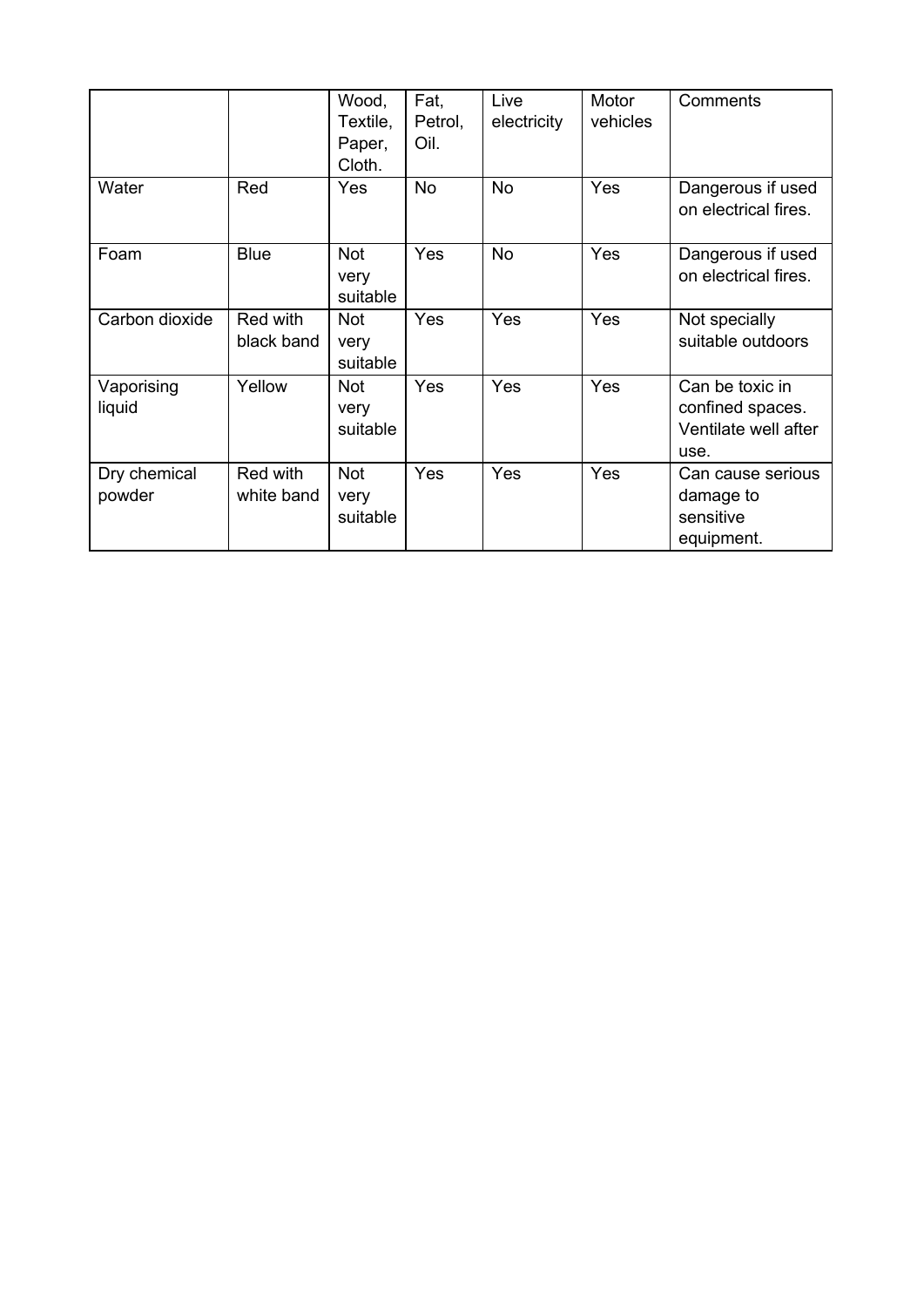| | | Wood, Textile, Paper, Cloth. | Fat, Petrol, Oil. | Live electricity | Motor vehicles | Comments |
|---|---|---|---|---|---|---|
| Water | Red | Yes | No | No | Yes | Dangerous if used on electrical fires. |
| Foam | Blue | Not very suitable | Yes | No | Yes | Dangerous if used on electrical fires. |
| Carbon dioxide | Red with black band | Not very suitable | Yes | Yes | Yes | Not specially suitable outdoors |
| Vaporising liquid | Yellow | Not very suitable | Yes | Yes | Yes | Can be toxic in confined spaces. Ventilate well after use. |
| Dry chemical powder | Red with white band | Not very suitable | Yes | Yes | Yes | Can cause serious damage to sensitive equipment. |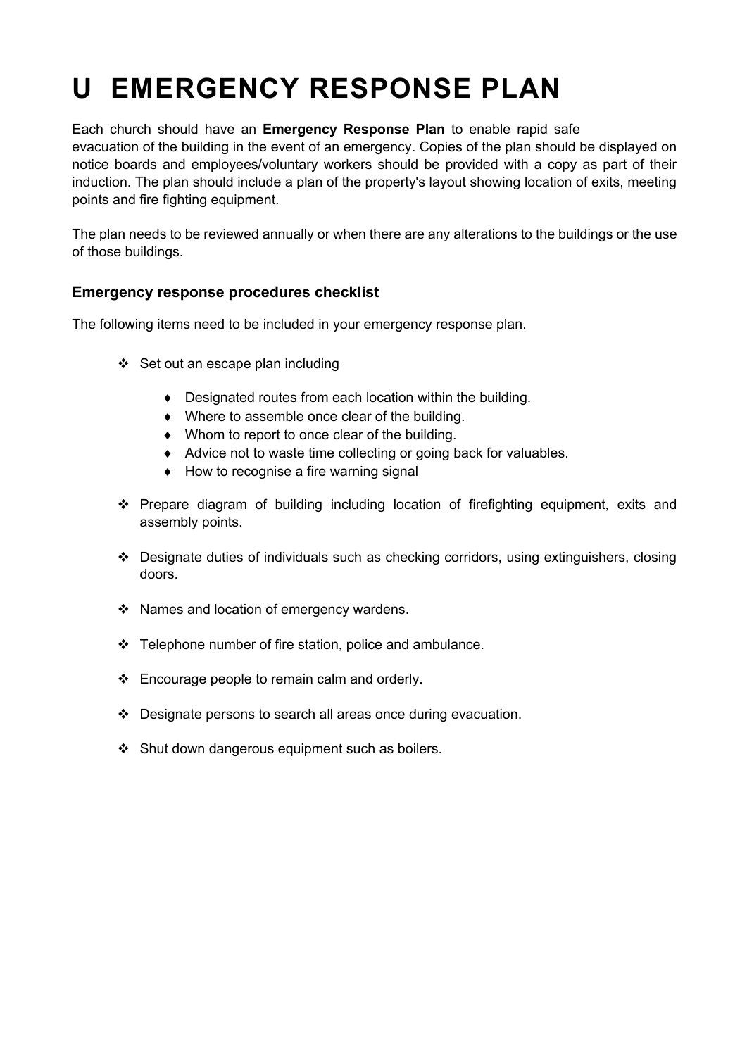# U EMERGENCY RESPONSE PLAN

Each church should have an **Emergency Response Plan** to enable rapid safe evacuation of the building in the event of an emergency. Copies of the plan should be displayed on notice boards and employees/voluntary workers should be provided with a copy as part of their induction. The plan should include a plan of the property's layout showing location of exits, meeting points and fire fighting equipment.

The plan needs to be reviewed annually or when there are any alterations to the buildings or the use of those buildings.

### Emergency response procedures checklist

The following items need to be included in your emergency response plan.

- Set out an escape plan including
  - Designated routes from each location within the building.
  - Where to assemble once clear of the building.
  - Whom to report to once clear of the building.
  - Advice not to waste time collecting or going back for valuables.
  - How to recognise a fire warning signal
- Prepare diagram of building including location of firefighting equipment, exits and assembly points.
- Designate duties of individuals such as checking corridors, using extinguishers, closing doors.
- Names and location of emergency wardens.
- Telephone number of fire station, police and ambulance.
- Encourage people to remain calm and orderly.
- Designate persons to search all areas once during evacuation.
- Shut down dangerous equipment such as boilers.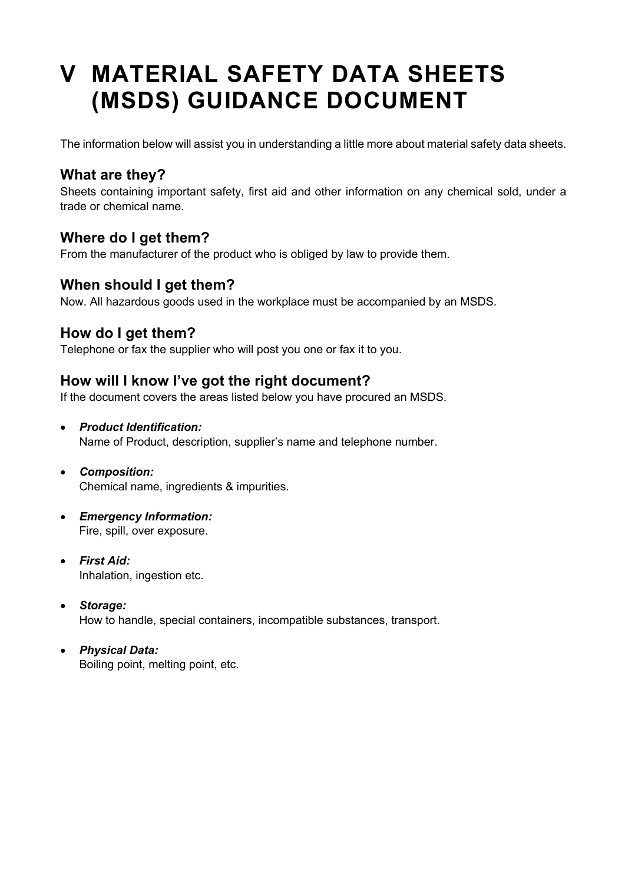# V MATERIAL SAFETY DATA SHEETS (MSDS) GUIDANCE DOCUMENT

The information below will assist you in understanding a little more about material safety data sheets.

## What are they?

Sheets containing important safety, first aid and other information on any chemical sold, under a trade or chemical name.

## Where do I get them?

From the manufacturer of the product who is obliged by law to provide them.

## When should I get them?

Now. All hazardous goods used in the workplace must be accompanied by an MSDS.

## How do I get them?

Telephone or fax the supplier who will post you one or fax it to you.

## How will I know I've got the right document?

If the document covers the areas listed below you have procured an MSDS.

- ***Product Identification:***
  Name of Product, description, supplier's name and telephone number.

- ***Composition:***
  Chemical name, ingredients & impurities.

- ***Emergency Information:***
  Fire, spill, over exposure.

- ***First Aid:***
  Inhalation, ingestion etc.

- ***Storage:***
  How to handle, special containers, incompatible substances, transport.

- ***Physical Data:***
  Boiling point, melting point, etc.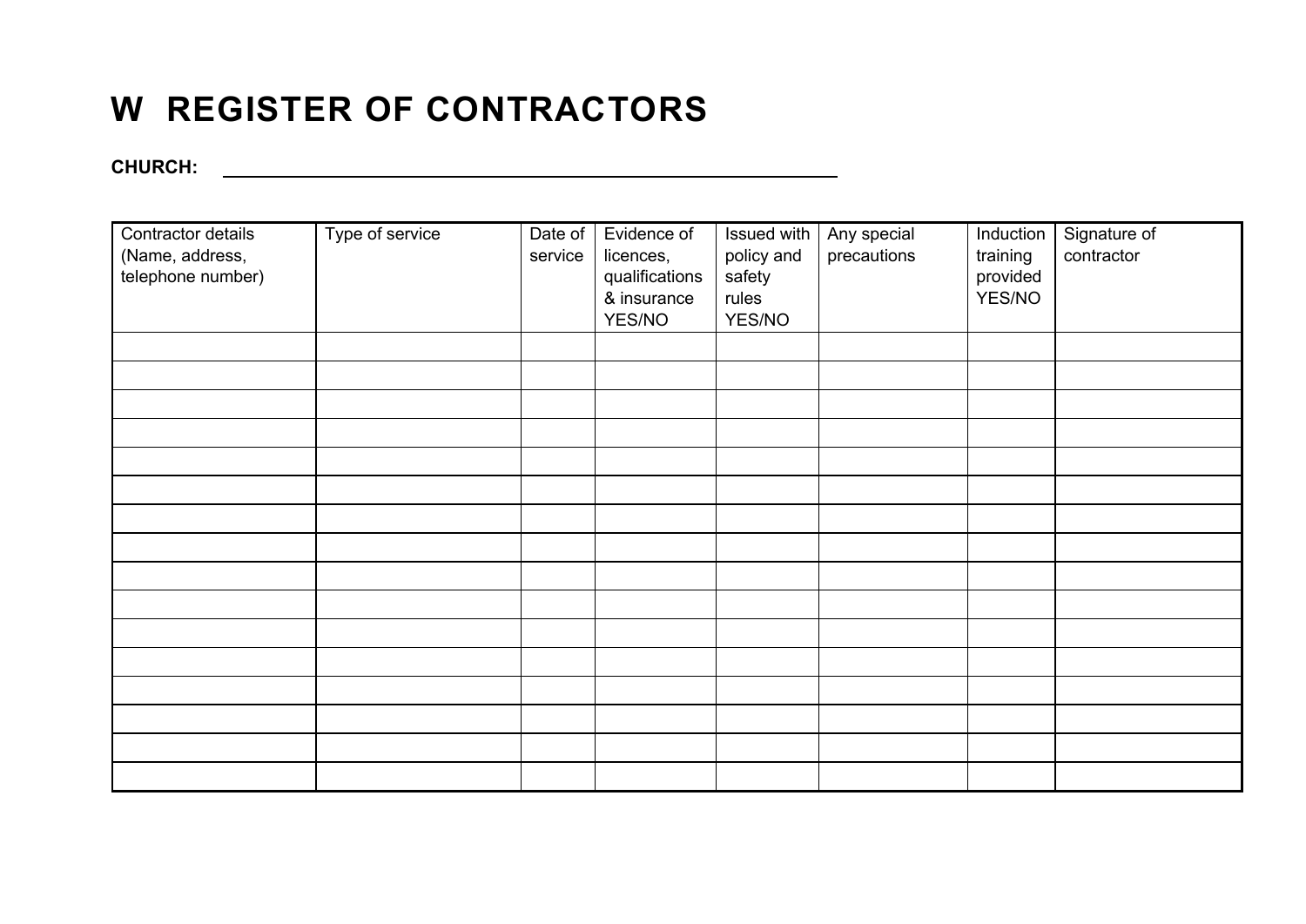# W REGISTER OF CONTRACTORS

**CHURCH:** ______________________________________________

| Contractor details (Name, address, telephone number) | Type of service | Date of service | Evidence of licences, qualifications & insurance YES/NO | Issued with policy and safety rules YES/NO | Any special precautions | Induction training provided YES/NO | Signature of contractor |
|---|---|---|---|---|---|---|---|
| | | | | | | | |
| | | | | | | | |
| | | | | | | | |
| | | | | | | | |
| | | | | | | | |
| | | | | | | | |
| | | | | | | | |
| | | | | | | | |
| | | | | | | | |
| | | | | | | | |
| | | | | | | | |
| | | | | | | | |
| | | | | | | | |
| | | | | | | | |
| | | | | | | | |
| | | | | | | | |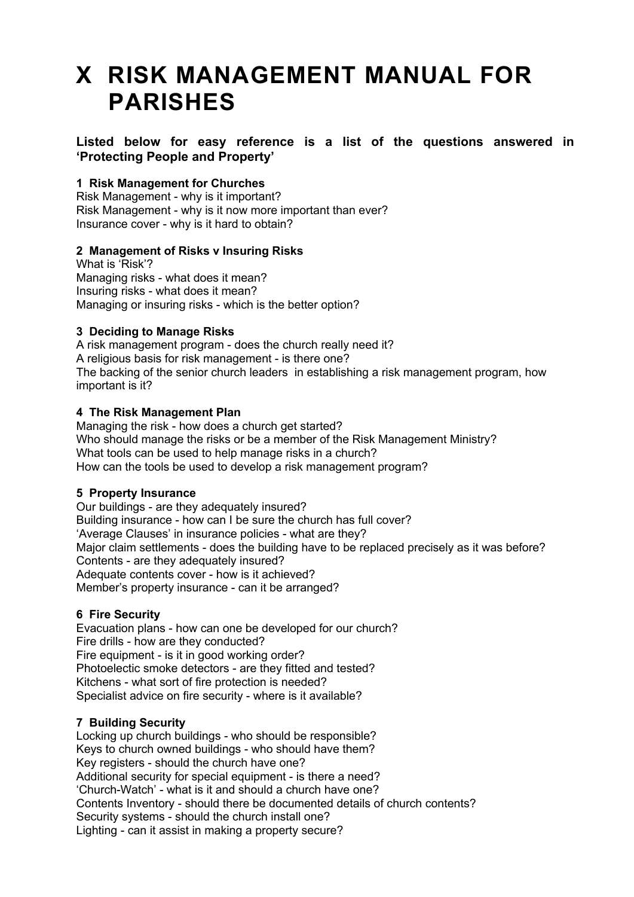# X RISK MANAGEMENT MANUAL FOR PARISHES

**Listed below for easy reference is a list of the questions answered in 'Protecting People and Property'**

**1 Risk Management for Churches**
Risk Management - why is it important?
Risk Management - why is it now more important than ever?
Insurance cover - why is it hard to obtain?

**2 Management of Risks v Insuring Risks**
What is 'Risk'?
Managing risks - what does it mean?
Insuring risks - what does it mean?
Managing or insuring risks - which is the better option?

**3 Deciding to Manage Risks**
A risk management program - does the church really need it?
A religious basis for risk management - is there one?
The backing of the senior church leaders in establishing a risk management program, how important is it?

**4 The Risk Management Plan**
Managing the risk - how does a church get started?
Who should manage the risks or be a member of the Risk Management Ministry?
What tools can be used to help manage risks in a church?
How can the tools be used to develop a risk management program?

**5 Property Insurance**
Our buildings - are they adequately insured?
Building insurance - how can I be sure the church has full cover?
'Average Clauses' in insurance policies - what are they?
Major claim settlements - does the building have to be replaced precisely as it was before?
Contents - are they adequately insured?
Adequate contents cover - how is it achieved?
Member's property insurance - can it be arranged?

**6 Fire Security**
Evacuation plans - how can one be developed for our church?
Fire drills - how are they conducted?
Fire equipment - is it in good working order?
Photoelectic smoke detectors - are they fitted and tested?
Kitchens - what sort of fire protection is needed?
Specialist advice on fire security - where is it available?

**7 Building Security**
Locking up church buildings - who should be responsible?
Keys to church owned buildings - who should have them?
Key registers - should the church have one?
Additional security for special equipment - is there a need?
'Church-Watch' - what is it and should a church have one?
Contents Inventory - should there be documented details of church contents?
Security systems - should the church install one?
Lighting - can it assist in making a property secure?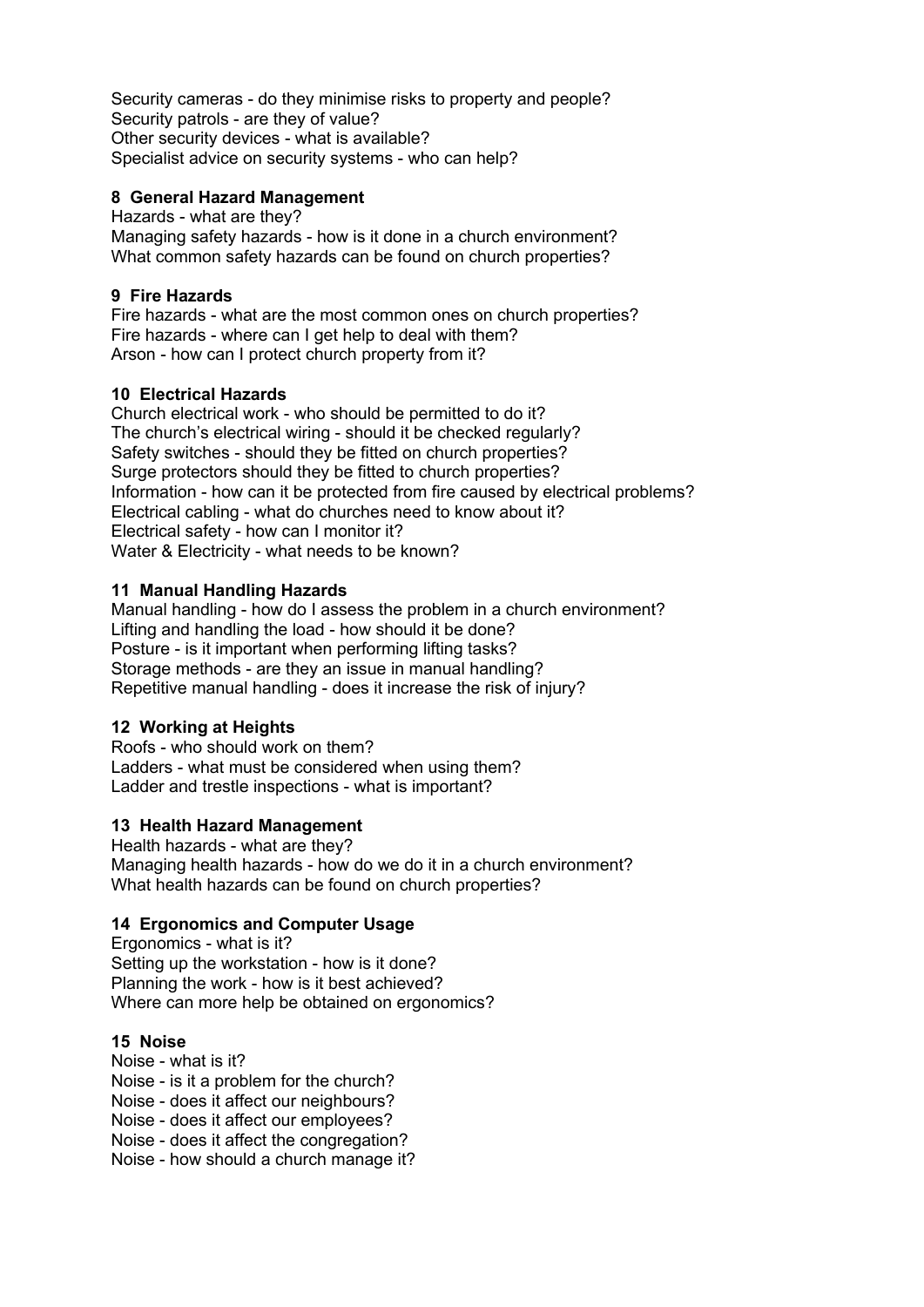Security cameras - do they minimise risks to property and people?
Security patrols - are they of value?
Other security devices - what is available?
Specialist advice on security systems - who can help?

### 8 General Hazard Management

Hazards - what are they?
Managing safety hazards - how is it done in a church environment?
What common safety hazards can be found on church properties?

### 9 Fire Hazards

Fire hazards - what are the most common ones on church properties?
Fire hazards - where can I get help to deal with them?
Arson - how can I protect church property from it?

### 10 Electrical Hazards

Church electrical work - who should be permitted to do it?
The church's electrical wiring - should it be checked regularly?
Safety switches - should they be fitted on church properties?
Surge protectors should they be fitted to church properties?
Information - how can it be protected from fire caused by electrical problems?
Electrical cabling - what do churches need to know about it?
Electrical safety - how can I monitor it?
Water & Electricity - what needs to be known?

### 11 Manual Handling Hazards

Manual handling - how do I assess the problem in a church environment?
Lifting and handling the load - how should it be done?
Posture - is it important when performing lifting tasks?
Storage methods - are they an issue in manual handling?
Repetitive manual handling - does it increase the risk of injury?

### 12 Working at Heights

Roofs - who should work on them?
Ladders - what must be considered when using them?
Ladder and trestle inspections - what is important?

### 13 Health Hazard Management

Health hazards - what are they?
Managing health hazards - how do we do it in a church environment?
What health hazards can be found on church properties?

### 14 Ergonomics and Computer Usage

Ergonomics - what is it?
Setting up the workstation - how is it done?
Planning the work - how is it best achieved?
Where can more help be obtained on ergonomics?

### 15 Noise

Noise - what is it?
Noise - is it a problem for the church?
Noise - does it affect our neighbours?
Noise - does it affect our employees?
Noise - does it affect the congregation?
Noise - how should a church manage it?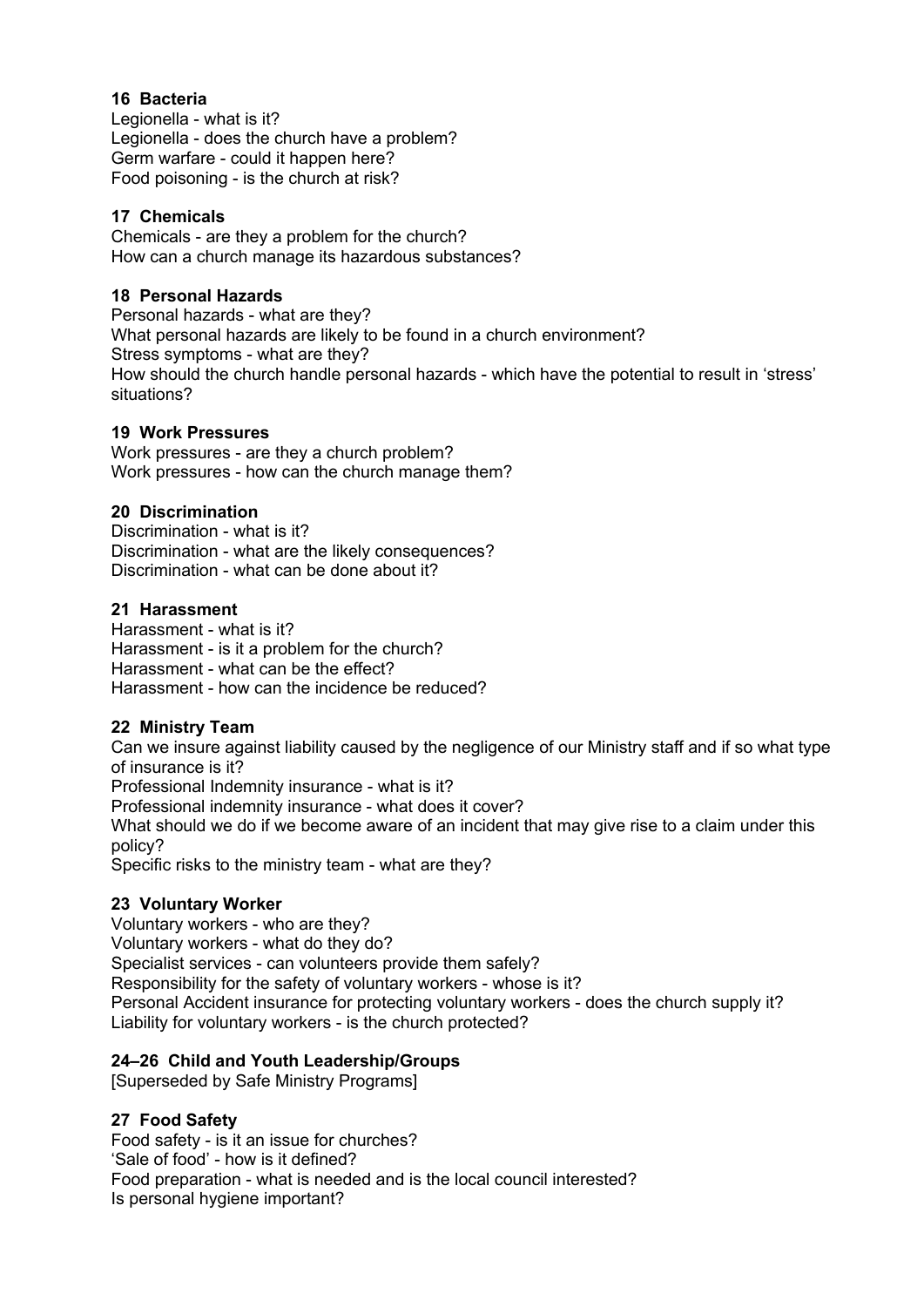### 16 Bacteria

Legionella - what is it?
Legionella - does the church have a problem?
Germ warfare - could it happen here?
Food poisoning - is the church at risk?

### 17 Chemicals

Chemicals - are they a problem for the church?
How can a church manage its hazardous substances?

### 18 Personal Hazards

Personal hazards - what are they?
What personal hazards are likely to be found in a church environment?
Stress symptoms - what are they?
How should the church handle personal hazards - which have the potential to result in 'stress' situations?

### 19 Work Pressures

Work pressures - are they a church problem?
Work pressures - how can the church manage them?

### 20 Discrimination

Discrimination - what is it?
Discrimination - what are the likely consequences?
Discrimination - what can be done about it?

### 21 Harassment

Harassment - what is it?
Harassment - is it a problem for the church?
Harassment - what can be the effect?
Harassment - how can the incidence be reduced?

### 22 Ministry Team

Can we insure against liability caused by the negligence of our Ministry staff and if so what type of insurance is it?
Professional Indemnity insurance - what is it?
Professional indemnity insurance - what does it cover?
What should we do if we become aware of an incident that may give rise to a claim under this policy?
Specific risks to the ministry team - what are they?

### 23 Voluntary Worker

Voluntary workers - who are they?
Voluntary workers - what do they do?
Specialist services - can volunteers provide them safely?
Responsibility for the safety of voluntary workers - whose is it?
Personal Accident insurance for protecting voluntary workers - does the church supply it?
Liability for voluntary workers - is the church protected?

### 24–26 Child and Youth Leadership/Groups

[Superseded by Safe Ministry Programs]

### 27 Food Safety

Food safety - is it an issue for churches?
'Sale of food' - how is it defined?
Food preparation - what is needed and is the local council interested?
Is personal hygiene important?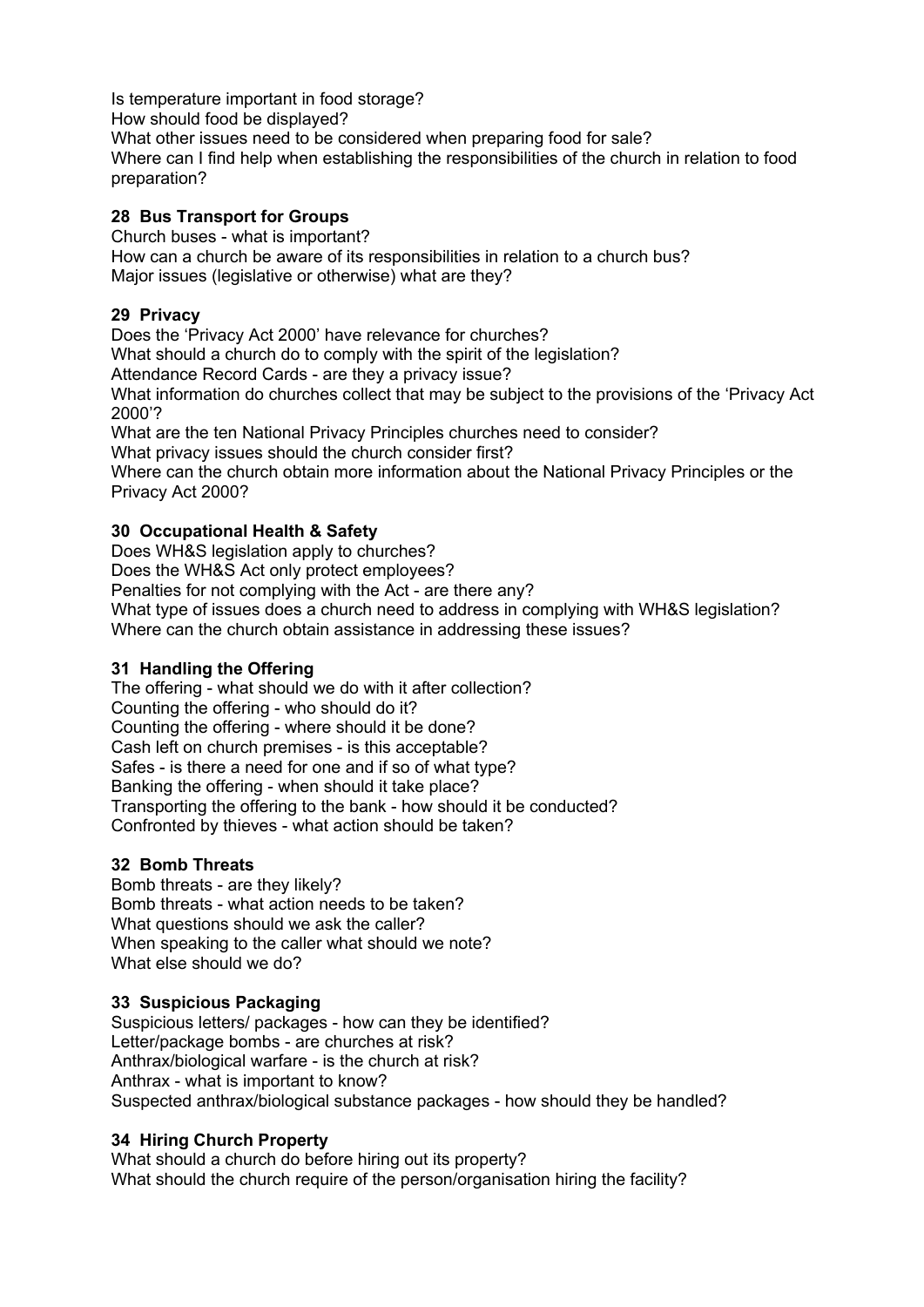Is temperature important in food storage?
How should food be displayed?
What other issues need to be considered when preparing food for sale?
Where can I find help when establishing the responsibilities of the church in relation to food preparation?

## 28 Bus Transport for Groups

Church buses - what is important?
How can a church be aware of its responsibilities in relation to a church bus?
Major issues (legislative or otherwise) what are they?

## 29 Privacy

Does the 'Privacy Act 2000' have relevance for churches?
What should a church do to comply with the spirit of the legislation?
Attendance Record Cards - are they a privacy issue?
What information do churches collect that may be subject to the provisions of the 'Privacy Act 2000'?
What are the ten National Privacy Principles churches need to consider?
What privacy issues should the church consider first?
Where can the church obtain more information about the National Privacy Principles or the Privacy Act 2000?

## 30 Occupational Health & Safety

Does WH&S legislation apply to churches?
Does the WH&S Act only protect employees?
Penalties for not complying with the Act - are there any?
What type of issues does a church need to address in complying with WH&S legislation?
Where can the church obtain assistance in addressing these issues?

## 31 Handling the Offering

The offering - what should we do with it after collection?
Counting the offering - who should do it?
Counting the offering - where should it be done?
Cash left on church premises - is this acceptable?
Safes - is there a need for one and if so of what type?
Banking the offering - when should it take place?
Transporting the offering to the bank - how should it be conducted?
Confronted by thieves - what action should be taken?

## 32 Bomb Threats

Bomb threats - are they likely?
Bomb threats - what action needs to be taken?
What questions should we ask the caller?
When speaking to the caller what should we note?
What else should we do?

## 33 Suspicious Packaging

Suspicious letters/ packages - how can they be identified?
Letter/package bombs - are churches at risk?
Anthrax/biological warfare - is the church at risk?
Anthrax - what is important to know?
Suspected anthrax/biological substance packages - how should they be handled?

## 34 Hiring Church Property

What should a church do before hiring out its property?
What should the church require of the person/organisation hiring the facility?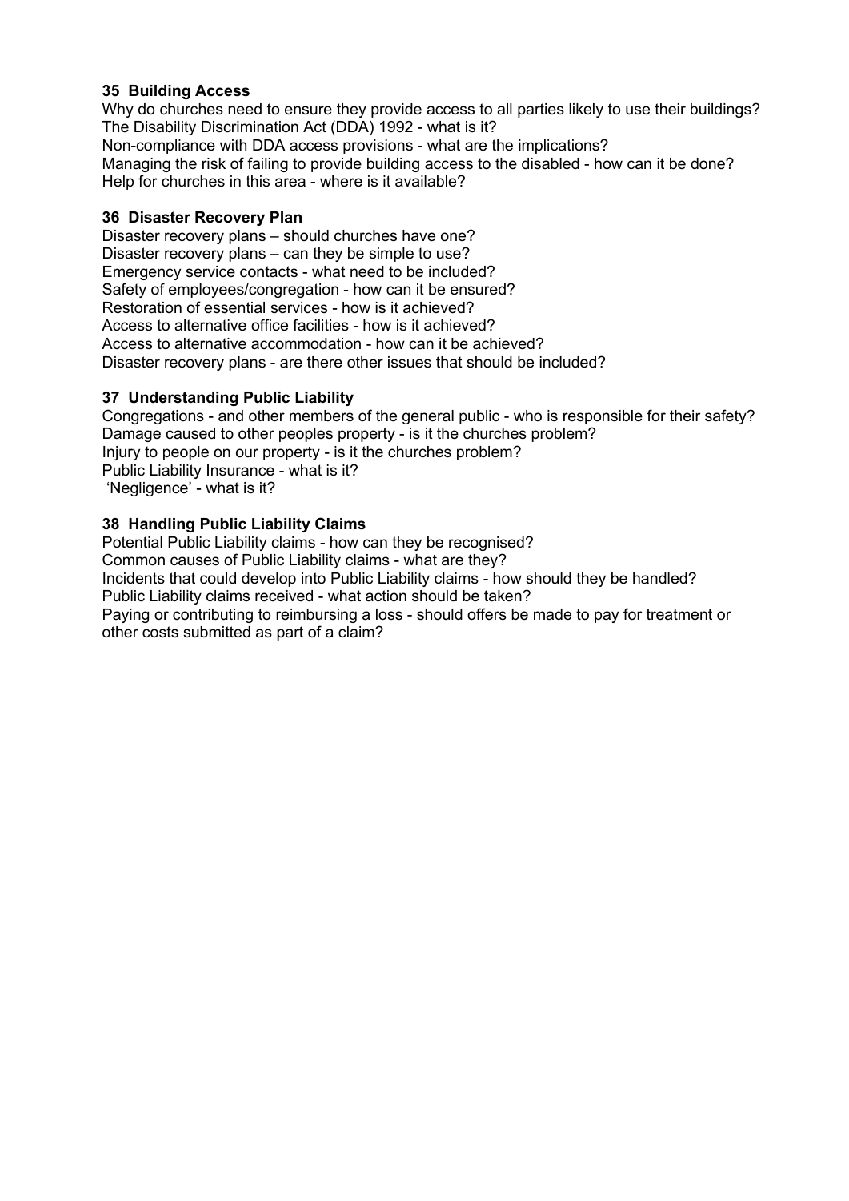**35 Building Access**

Why do churches need to ensure they provide access to all parties likely to use their buildings?
The Disability Discrimination Act (DDA) 1992 - what is it?
Non-compliance with DDA access provisions - what are the implications?
Managing the risk of failing to provide building access to the disabled - how can it be done?
Help for churches in this area - where is it available?

**36 Disaster Recovery Plan**

Disaster recovery plans – should churches have one?
Disaster recovery plans – can they be simple to use?
Emergency service contacts - what need to be included?
Safety of employees/congregation - how can it be ensured?
Restoration of essential services - how is it achieved?
Access to alternative office facilities - how is it achieved?
Access to alternative accommodation - how can it be achieved?
Disaster recovery plans - are there other issues that should be included?

**37 Understanding Public Liability**

Congregations - and other members of the general public - who is responsible for their safety?
Damage caused to other peoples property - is it the churches problem?
Injury to people on our property - is it the churches problem?
Public Liability Insurance - what is it?
'Negligence' - what is it?

**38 Handling Public Liability Claims**

Potential Public Liability claims - how can they be recognised?
Common causes of Public Liability claims - what are they?
Incidents that could develop into Public Liability claims - how should they be handled?
Public Liability claims received - what action should be taken?
Paying or contributing to reimbursing a loss - should offers be made to pay for treatment or other costs submitted as part of a claim?